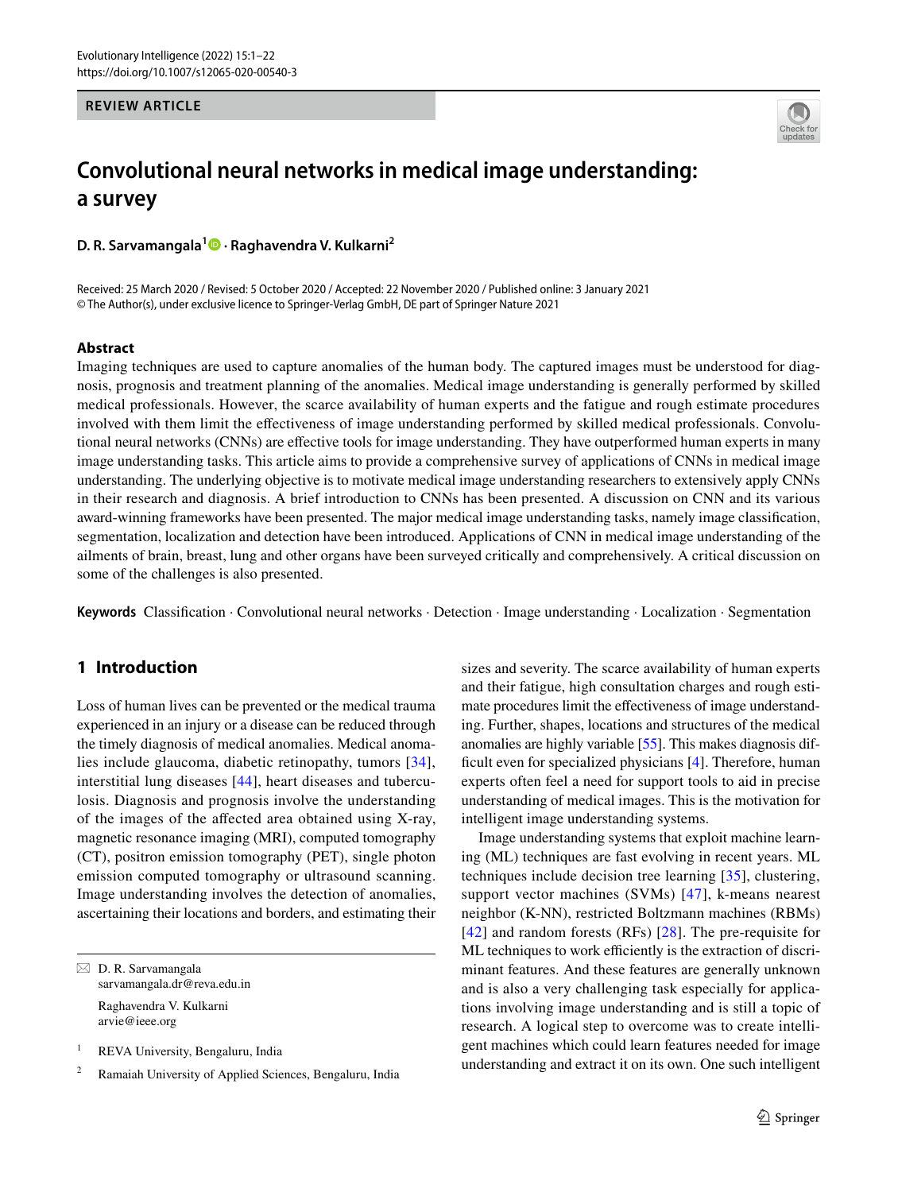REVIEW ARTICLE

# Convolutional neural networks in medical image understanding: a survey

**D. R. Sarvamangala[1] · Raghavendra V. Kulkarni[2]**

Received: 25 March 2020 / Revised: 5 October 2020 / Accepted: 22 November 2020 / Published online: 3 January 2021
© The Author(s), under exclusive licence to Springer-Verlag GmbH, DE part of Springer Nature 2021

## Abstract

Imaging techniques are used to capture anomalies of the human body. The captured images must be understood for diagnosis, prognosis and treatment planning of the anomalies. Medical image understanding is generally performed by skilled medical professionals. However, the scarce availability of human experts and the fatigue and rough estimate procedures involved with them limit the effectiveness of image understanding performed by skilled medical professionals. Convolutional neural networks (CNNs) are effective tools for image understanding. They have outperformed human experts in many image understanding tasks. This article aims to provide a comprehensive survey of applications of CNNs in medical image understanding. The underlying objective is to motivate medical image understanding researchers to extensively apply CNNs in their research and diagnosis. A brief introduction to CNNs has been presented. A discussion on CNN and its various award-winning frameworks have been presented. The major medical image understanding tasks, namely image classification, segmentation, localization and detection have been introduced. Applications of CNN in medical image understanding of the ailments of brain, breast, lung and other organs have been surveyed critically and comprehensively. A critical discussion on some of the challenges is also presented.

**Keywords** Classification · Convolutional neural networks · Detection · Image understanding · Localization · Segmentation

## 1 Introduction

Loss of human lives can be prevented or the medical trauma experienced in an injury or a disease can be reduced through the timely diagnosis of medical anomalies. Medical anomalies include glaucoma, diabetic retinopathy, tumors [34], interstitial lung diseases [44], heart diseases and tuberculosis. Diagnosis and prognosis involve the understanding of the images of the affected area obtained using X-ray, magnetic resonance imaging (MRI), computed tomography (CT), positron emission tomography (PET), single photon emission computed tomography or ultrasound scanning. Image understanding involves the detection of anomalies, ascertaining their locations and borders, and estimating their sizes and severity. The scarce availability of human experts and their fatigue, high consultation charges and rough estimate procedures limit the effectiveness of image understanding. Further, shapes, locations and structures of the medical anomalies are highly variable [55]. This makes diagnosis difficult even for specialized physicians [4]. Therefore, human experts often feel a need for support tools to aid in precise understanding of medical images. This is the motivation for intelligent image understanding systems.

Image understanding systems that exploit machine learning (ML) techniques are fast evolving in recent years. ML techniques include decision tree learning [35], clustering, support vector machines (SVMs) [47], k-means nearest neighbor (K-NN), restricted Boltzmann machines (RBMs) [42] and random forests (RFs) [28]. The pre-requisite for ML techniques to work efficiently is the extraction of discriminant features. And these features are generally unknown and is also a very challenging task especially for applications involving image understanding and is still a topic of research. A logical step to overcome was to create intelligent machines which could learn features needed for image understanding and extract it on its own. One such intelligent

---

✉ D. R. Sarvamangala
sarvamangala.dr@reva.edu.in

Raghavendra V. Kulkarni
arvie@ieee.org

[1] REVA University, Bengaluru, India

[2] Ramaiah University of Applied Sciences, Bengaluru, India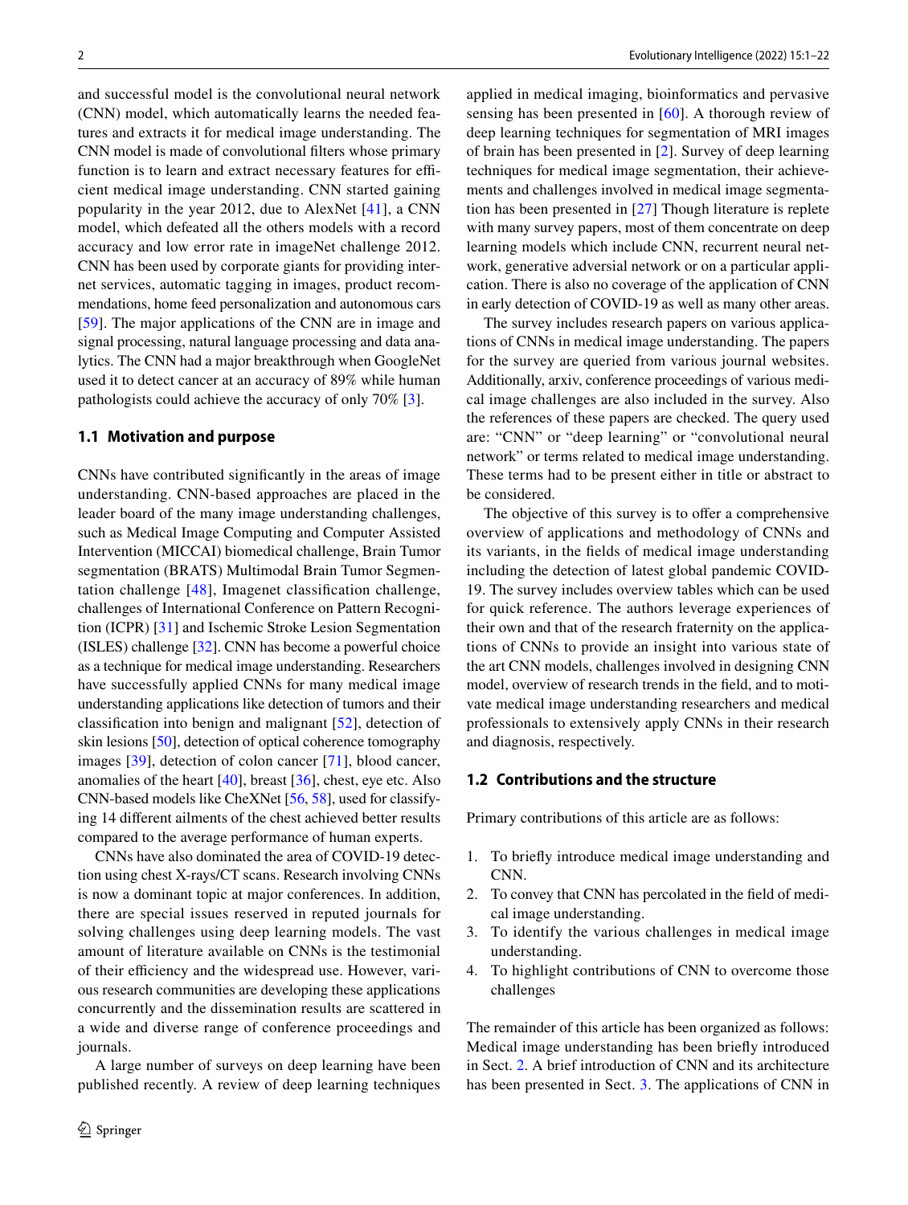and successful model is the convolutional neural network (CNN) model, which automatically learns the needed features and extracts it for medical image understanding. The CNN model is made of convolutional filters whose primary function is to learn and extract necessary features for efficient medical image understanding. CNN started gaining popularity in the year 2012, due to AlexNet [41], a CNN model, which defeated all the others models with a record accuracy and low error rate in imageNet challenge 2012. CNN has been used by corporate giants for providing internet services, automatic tagging in images, product recommendations, home feed personalization and autonomous cars [59]. The major applications of the CNN are in image and signal processing, natural language processing and data analytics. The CNN had a major breakthrough when GoogleNet used it to detect cancer at an accuracy of 89% while human pathologists could achieve the accuracy of only 70% [3].

### 1.1 Motivation and purpose

CNNs have contributed significantly in the areas of image understanding. CNN-based approaches are placed in the leader board of the many image understanding challenges, such as Medical Image Computing and Computer Assisted Intervention (MICCAI) biomedical challenge, Brain Tumor segmentation (BRATS) Multimodal Brain Tumor Segmentation challenge [48], Imagenet classification challenge, challenges of International Conference on Pattern Recognition (ICPR) [31] and Ischemic Stroke Lesion Segmentation (ISLES) challenge [32]. CNN has become a powerful choice as a technique for medical image understanding. Researchers have successfully applied CNNs for many medical image understanding applications like detection of tumors and their classification into benign and malignant [52], detection of skin lesions [50], detection of optical coherence tomography images [39], detection of colon cancer [71], blood cancer, anomalies of the heart [40], breast [36], chest, eye etc. Also CNN-based models like CheXNet [56, 58], used for classifying 14 different ailments of the chest achieved better results compared to the average performance of human experts.

CNNs have also dominated the area of COVID-19 detection using chest X-rays/CT scans. Research involving CNNs is now a dominant topic at major conferences. In addition, there are special issues reserved in reputed journals for solving challenges using deep learning models. The vast amount of literature available on CNNs is the testimonial of their efficiency and the widespread use. However, various research communities are developing these applications concurrently and the dissemination results are scattered in a wide and diverse range of conference proceedings and journals.

A large number of surveys on deep learning have been published recently. A review of deep learning techniques applied in medical imaging, bioinformatics and pervasive sensing has been presented in [60]. A thorough review of deep learning techniques for segmentation of MRI images of brain has been presented in [2]. Survey of deep learning techniques for medical image segmentation, their achievements and challenges involved in medical image segmentation has been presented in [27] Though literature is replete with many survey papers, most of them concentrate on deep learning models which include CNN, recurrent neural network, generative adversial network or on a particular application. There is also no coverage of the application of CNN in early detection of COVID-19 as well as many other areas.

The survey includes research papers on various applications of CNNs in medical image understanding. The papers for the survey are queried from various journal websites. Additionally, arxiv, conference proceedings of various medical image challenges are also included in the survey. Also the references of these papers are checked. The query used are: "CNN" or "deep learning" or "convolutional neural network" or terms related to medical image understanding. These terms had to be present either in title or abstract to be considered.

The objective of this survey is to offer a comprehensive overview of applications and methodology of CNNs and its variants, in the fields of medical image understanding including the detection of latest global pandemic COVID-19. The survey includes overview tables which can be used for quick reference. The authors leverage experiences of their own and that of the research fraternity on the applications of CNNs to provide an insight into various state of the art CNN models, challenges involved in designing CNN model, overview of research trends in the field, and to motivate medical image understanding researchers and medical professionals to extensively apply CNNs in their research and diagnosis, respectively.

### 1.2 Contributions and the structure

Primary contributions of this article are as follows:

1. To briefly introduce medical image understanding and CNN.
2. To convey that CNN has percolated in the field of medical image understanding.
3. To identify the various challenges in medical image understanding.
4. To highlight contributions of CNN to overcome those challenges

The remainder of this article has been organized as follows: Medical image understanding has been briefly introduced in Sect. 2. A brief introduction of CNN and its architecture has been presented in Sect. 3. The applications of CNN in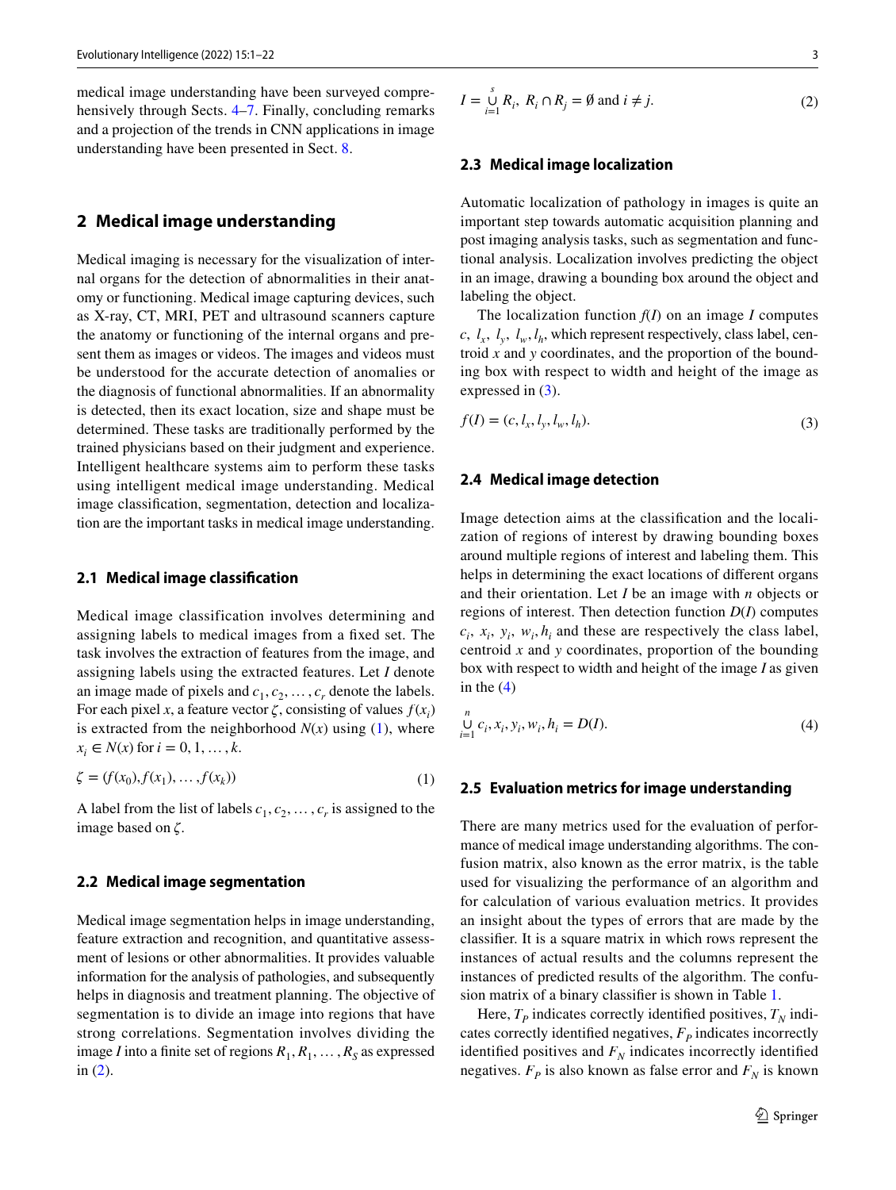medical image understanding have been surveyed comprehensively through Sects. 4–7. Finally, concluding remarks and a projection of the trends in CNN applications in image understanding have been presented in Sect. 8.

## 2 Medical image understanding

Medical imaging is necessary for the visualization of internal organs for the detection of abnormalities in their anatomy or functioning. Medical image capturing devices, such as X-ray, CT, MRI, PET and ultrasound scanners capture the anatomy or functioning of the internal organs and present them as images or videos. The images and videos must be understood for the accurate detection of anomalies or the diagnosis of functional abnormalities. If an abnormality is detected, then its exact location, size and shape must be determined. These tasks are traditionally performed by the trained physicians based on their judgment and experience. Intelligent healthcare systems aim to perform these tasks using intelligent medical image understanding. Medical image classification, segmentation, detection and localization are the important tasks in medical image understanding.

### 2.1 Medical image classification

Medical image classification involves determining and assigning labels to medical images from a fixed set. The task involves the extraction of features from the image, and assigning labels using the extracted features. Let $I$ denote an image made of pixels and $c_1, c_2, \ldots, c_r$ denote the labels. For each pixel $x$, a feature vector $\zeta$, consisting of values $f(x_i)$ is extracted from the neighborhood $N(x)$ using (1), where $x_i \in N(x)$ for $i = 0, 1, \ldots, k$.

$$\zeta = (f(x_0), f(x_1), \ldots f(x_k)) \tag{1}$$

A label from the list of labels $c_1, c_2, \ldots, c_r$ is assigned to the image based on $\zeta$.

### 2.2 Medical image segmentation

Medical image segmentation helps in image understanding, feature extraction and recognition, and quantitative assessment of lesions or other abnormalities. It provides valuable information for the analysis of pathologies, and subsequently helps in diagnosis and treatment planning. The objective of segmentation is to divide an image into regions that have strong correlations. Segmentation involves dividing the image $I$ into a finite set of regions $R_1, R_1, \ldots, R_S$ as expressed in (2).

$$I = \bigcup_{i=1}^{s} R_i,\ R_i \cap R_j = \emptyset \text{ and } i \neq j. \tag{2}$$

### 2.3 Medical image localization

Automatic localization of pathology in images is quite an important step towards automatic acquisition planning and post imaging analysis tasks, such as segmentation and functional analysis. Localization involves predicting the object in an image, drawing a bounding box around the object and labeling the object.

The localization function $f(I)$ on an image $I$ computes $c,\ l_x,\ l_y,\ l_w, l_h$, which represent respectively, class label, centroid $x$ and $y$ coordinates, and the proportion of the bounding box with respect to width and height of the image as expressed in (3).

$$f(I) = (c, l_x, l_y, l_w, l_h). \tag{3}$$

### 2.4 Medical image detection

Image detection aims at the classification and the localization of regions of interest by drawing bounding boxes around multiple regions of interest and labeling them. This helps in determining the exact locations of different organs and their orientation. Let $I$ be an image with $n$ objects or regions of interest. Then detection function $D(I)$ computes $c_i,\ x_i,\ y_i,\ w_i, h_i$ and these are respectively the class label, centroid $x$ and $y$ coordinates, proportion of the bounding box with respect to width and height of the image $I$ as given in the (4)

$$\bigcup_{i=1}^{n} c_i, x_i, y_i, w_i, h_i = D(I). \tag{4}$$

### 2.5 Evaluation metrics for image understanding

There are many metrics used for the evaluation of performance of medical image understanding algorithms. The confusion matrix, also known as the error matrix, is the table used for visualizing the performance of an algorithm and for calculation of various evaluation metrics. It provides an insight about the types of errors that are made by the classifier. It is a square matrix in which rows represent the instances of actual results and the columns represent the instances of predicted results of the algorithm. The confusion matrix of a binary classifier is shown in Table 1.

Here, $T_P$ indicates correctly identified positives, $T_N$ indicates correctly identified negatives, $F_P$ indicates incorrectly identified positives and $F_N$ indicates incorrectly identified negatives. $F_P$ is also known as false error and $F_N$ is known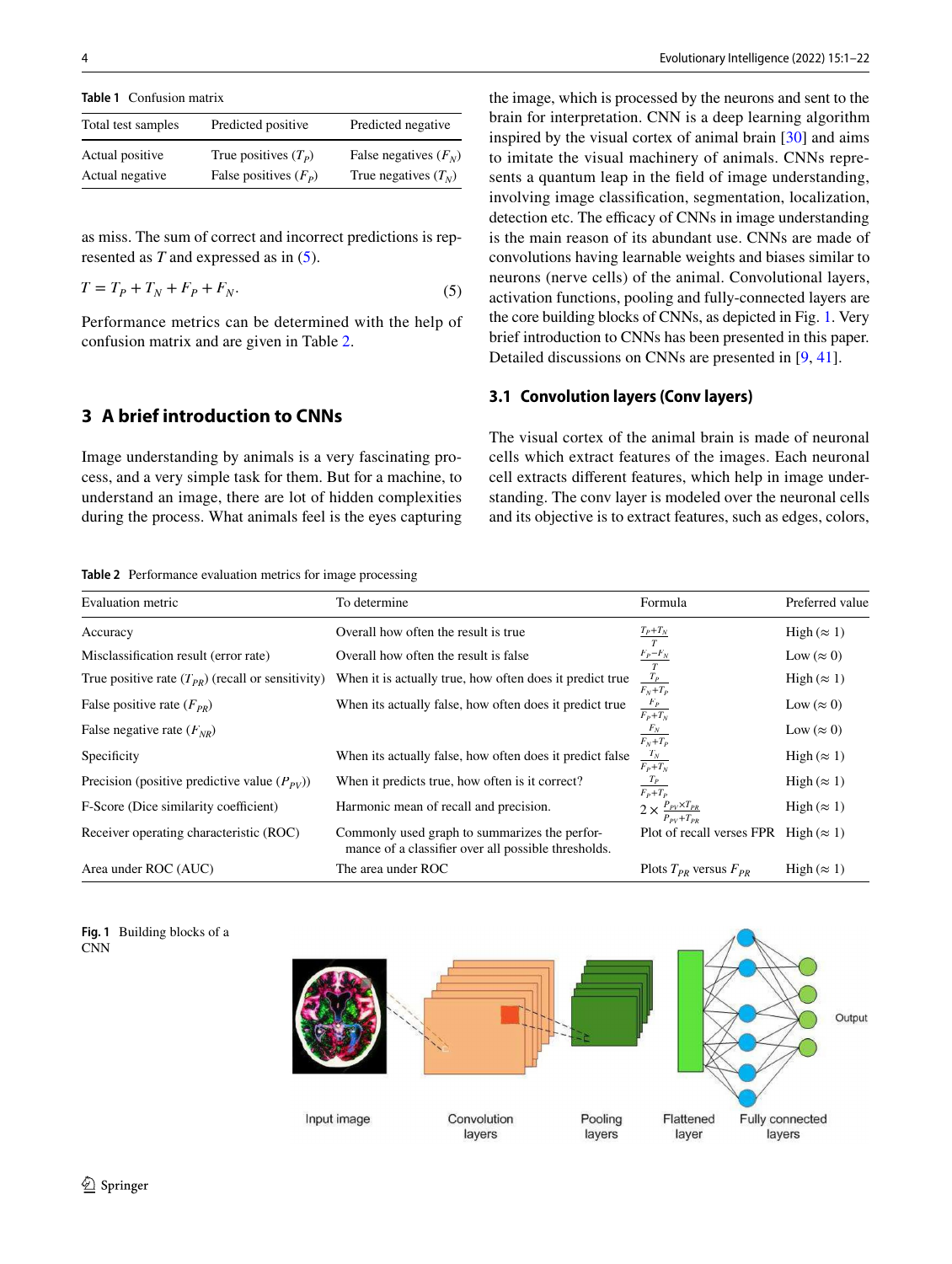**Table 1** Confusion matrix

| Total test samples | Predicted positive | Predicted negative |
|---|---|---|
| Actual positive | True positives ($T_P$) | False negatives ($F_N$) |
| Actual negative | False positives ($F_P$) | True negatives ($T_N$) |

as miss. The sum of correct and incorrect predictions is represented as $T$ and expressed as in (5).

$$T = T_P + T_N + F_P + F_N. \tag{5}$$

Performance metrics can be determined with the help of confusion matrix and are given in Table 2.

## 3 A brief introduction to CNNs

Image understanding by animals is a very fascinating process, and a very simple task for them. But for a machine, to understand an image, there are lot of hidden complexities during the process. What animals feel is the eyes capturing the image, which is processed by the neurons and sent to the brain for interpretation. CNN is a deep learning algorithm inspired by the visual cortex of animal brain [30] and aims to imitate the visual machinery of animals. CNNs represents a quantum leap in the field of image understanding, involving image classification, segmentation, localization, detection etc. The efficacy of CNNs in image understanding is the main reason of its abundant use. CNNs are made of convolutions having learnable weights and biases similar to neurons (nerve cells) of the animal. Convolutional layers, activation functions, pooling and fully-connected layers are the core building blocks of CNNs, as depicted in Fig. 1. Very brief introduction to CNNs has been presented in this paper. Detailed discussions on CNNs are presented in [9, 41].

### 3.1 Convolution layers (Conv layers)

The visual cortex of the animal brain is made of neuronal cells which extract features of the images. Each neuronal cell extracts different features, which help in image understanding. The conv layer is modeled over the neuronal cells and its objective is to extract features, such as edges, colors,

**Table 2** Performance evaluation metrics for image processing

| Evaluation metric | To determine | Formula | Preferred value |
|---|---|---|---|
| Accuracy | Overall how often the result is true | $\frac{T_P+T_N}{T}$ | High (≈ 1) |
| Misclassification result (error rate) | Overall how often the result is false | $\frac{F_P-F_N}{T}$ | Low (≈ 0) |
| True positive rate ($T_{PR}$) (recall or sensitivity) | When it is actually true, how often does it predict true | $\frac{T_P}{F_N+T_P}$ | High (≈ 1) |
| False positive rate ($F_{PR}$) | When its actually false, how often does it predict true | $\frac{F_P}{F_P+T_N}$ | Low (≈ 0) |
| False negative rate ($F_{NR}$) | | $\frac{F_N}{F_N+T_P}$ | Low (≈ 0) |
| Specificity | When its actually false, how often does it predict false | $\frac{T_N}{F_P+T_N}$ | High (≈ 1) |
| Precision (positive predictive value ($P_{PV}$)) | When it predicts true, how often is it correct? | $\frac{T_P}{F_P+T_P}$ | High (≈ 1) |
| F-Score (Dice similarity coefficient) | Harmonic mean of recall and precision. | $2 \times \frac{P_{PV} \times T_{PR}}{P_{PV}+T_{PR}}$ | High (≈ 1) |
| Receiver operating characteristic (ROC) | Commonly used graph to summarizes the performance of a classifier over all possible thresholds. | Plot of recall verses FPR | High (≈ 1) |
| Area under ROC (AUC) | The area under ROC | Plots $T_{PR}$ versus $F_{PR}$ | High (≈ 1) |

Input image | Convolution layers | Pooling layers | Flattened layer | Fully connected layers | Output

**Fig. 1** Building blocks of a CNN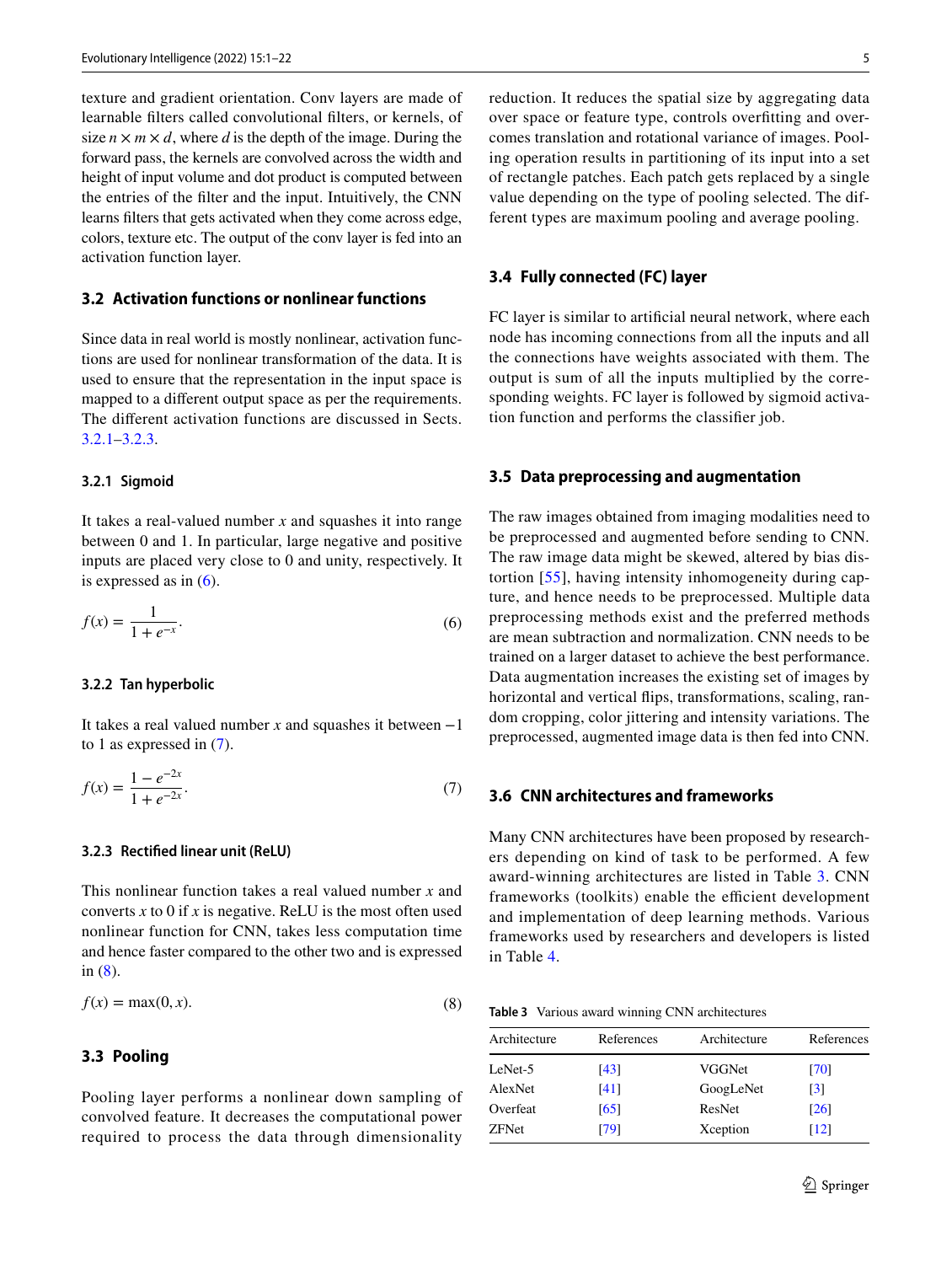texture and gradient orientation. Conv layers are made of learnable filters called convolutional filters, or kernels, of size $n \times m \times d$, where $d$ is the depth of the image. During the forward pass, the kernels are convolved across the width and height of input volume and dot product is computed between the entries of the filter and the input. Intuitively, the CNN learns filters that gets activated when they come across edge, colors, texture etc. The output of the conv layer is fed into an activation function layer.

### 3.2 Activation functions or nonlinear functions

Since data in real world is mostly nonlinear, activation functions are used for nonlinear transformation of the data. It is used to ensure that the representation in the input space is mapped to a different output space as per the requirements. The different activation functions are discussed in Sects. 3.2.1–3.2.3.

#### 3.2.1 Sigmoid

It takes a real-valued number $x$ and squashes it into range between 0 and 1. In particular, large negative and positive inputs are placed very close to 0 and unity, respectively. It is expressed as in (6).

$$f(x) = \frac{1}{1 + e^{-x}}. \tag{6}$$

#### 3.2.2 Tan hyperbolic

It takes a real valued number $x$ and squashes it between $-1$ to 1 as expressed in (7).

$$f(x) = \frac{1 - e^{-2x}}{1 + e^{-2x}}. \tag{7}$$

#### 3.2.3 Rectified linear unit (ReLU)

This nonlinear function takes a real valued number $x$ and converts $x$ to 0 if $x$ is negative. ReLU is the most often used nonlinear function for CNN, takes less computation time and hence faster compared to the other two and is expressed in (8).

$$f(x) = \max(0, x). \tag{8}$$

### 3.3 Pooling

Pooling layer performs a nonlinear down sampling of convolved feature. It decreases the computational power required to process the data through dimensionality reduction. It reduces the spatial size by aggregating data over space or feature type, controls overfitting and overcomes translation and rotational variance of images. Pooling operation results in partitioning of its input into a set of rectangle patches. Each patch gets replaced by a single value depending on the type of pooling selected. The different types are maximum pooling and average pooling.

### 3.4 Fully connected (FC) layer

FC layer is similar to artificial neural network, where each node has incoming connections from all the inputs and all the connections have weights associated with them. The output is sum of all the inputs multiplied by the corresponding weights. FC layer is followed by sigmoid activation function and performs the classifier job.

### 3.5 Data preprocessing and augmentation

The raw images obtained from imaging modalities need to be preprocessed and augmented before sending to CNN. The raw image data might be skewed, altered by bias distortion [55], having intensity inhomogeneity during capture, and hence needs to be preprocessed. Multiple data preprocessing methods exist and the preferred methods are mean subtraction and normalization. CNN needs to be trained on a larger dataset to achieve the best performance. Data augmentation increases the existing set of images by horizontal and vertical flips, transformations, scaling, random cropping, color jittering and intensity variations. The preprocessed, augmented image data is then fed into CNN.

### 3.6 CNN architectures and frameworks

Many CNN architectures have been proposed by researchers depending on kind of task to be performed. A few award-winning architectures are listed in Table 3. CNN frameworks (toolkits) enable the efficient development and implementation of deep learning methods. Various frameworks used by researchers and developers is listed in Table 4.

**Table 3** Various award winning CNN architectures

| Architecture | References | Architecture | References |
|---|---|---|---|
| LeNet-5 | [43] | VGGNet | [70] |
| AlexNet | [41] | GoogLeNet | [3] |
| Overfeat | [65] | ResNet | [26] |
| ZFNet | [79] | Xception | [12] |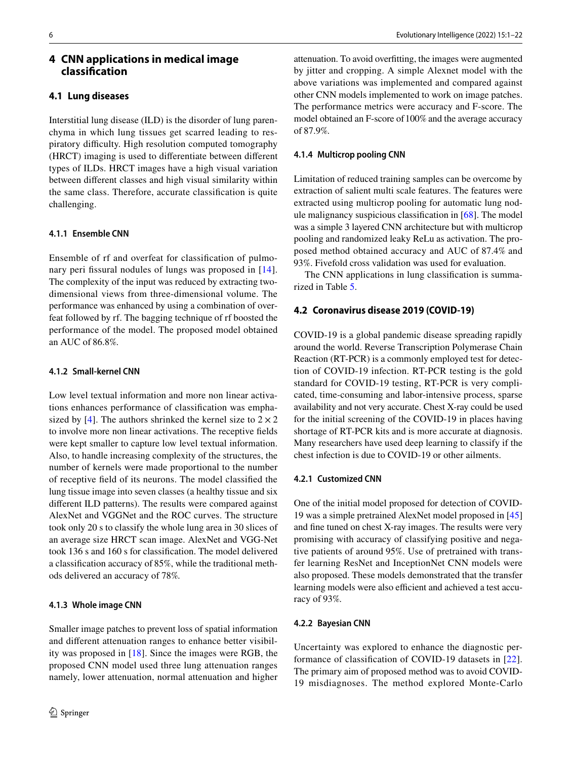## 4 CNN applications in medical image classification

### 4.1 Lung diseases

Interstitial lung disease (ILD) is the disorder of lung parenchyma in which lung tissues get scarred leading to respiratory difficulty. High resolution computed tomography (HRCT) imaging is used to differentiate between different types of ILDs. HRCT images have a high visual variation between different classes and high visual similarity within the same class. Therefore, accurate classification is quite challenging.

#### 4.1.1 Ensemble CNN

Ensemble of rf and overfeat for classification of pulmonary peri fissural nodules of lungs was proposed in [14]. The complexity of the input was reduced by extracting two-dimensional views from three-dimensional volume. The performance was enhanced by using a combination of overfeat followed by rf. The bagging technique of rf boosted the performance of the model. The proposed model obtained an AUC of 86.8%.

#### 4.1.2 Small-kernel CNN

Low level textual information and more non linear activations enhances performance of classification was emphasized by [4]. The authors shrinked the kernel size to $2 \times 2$ to involve more non linear activations. The receptive fields were kept smaller to capture low level textual information. Also, to handle increasing complexity of the structures, the number of kernels were made proportional to the number of receptive field of its neurons. The model classified the lung tissue image into seven classes (a healthy tissue and six different ILD patterns). The results were compared against AlexNet and VGGNet and the ROC curves. The structure took only 20 s to classify the whole lung area in 30 slices of an average size HRCT scan image. AlexNet and VGG-Net took 136 s and 160 s for classification. The model delivered a classification accuracy of 85%, while the traditional methods delivered an accuracy of 78%.

#### 4.1.3 Whole image CNN

Smaller image patches to prevent loss of spatial information and different attenuation ranges to enhance better visibility was proposed in [18]. Since the images were RGB, the proposed CNN model used three lung attenuation ranges namely, lower attenuation, normal attenuation and higher attenuation. To avoid overfitting, the images were augmented by jitter and cropping. A simple Alexnet model with the above variations was implemented and compared against other CNN models implemented to work on image patches. The performance metrics were accuracy and F-score. The model obtained an F-score of 100% and the average accuracy of 87.9%.

#### 4.1.4 Multicrop pooling CNN

Limitation of reduced training samples can be overcome by extraction of salient multi scale features. The features were extracted using multicrop pooling for automatic lung nodule malignancy suspicious classification in [68]. The model was a simple 3 layered CNN architecture but with multicrop pooling and randomized leaky ReLu as activation. The proposed method obtained accuracy and AUC of 87.4% and 93%. Fivefold cross validation was used for evaluation.

The CNN applications in lung classification is summarized in Table 5.

### 4.2 Coronavirus disease 2019 (COVID-19)

COVID-19 is a global pandemic disease spreading rapidly around the world. Reverse Transcription Polymerase Chain Reaction (RT-PCR) is a commonly employed test for detection of COVID-19 infection. RT-PCR testing is the gold standard for COVID-19 testing, RT-PCR is very complicated, time-consuming and labor-intensive process, sparse availability and not very accurate. Chest X-ray could be used for the initial screening of the COVID-19 in places having shortage of RT-PCR kits and is more accurate at diagnosis. Many researchers have used deep learning to classify if the chest infection is due to COVID-19 or other ailments.

#### 4.2.1 Customized CNN

One of the initial model proposed for detection of COVID-19 was a simple pretrained AlexNet model proposed in [45] and fine tuned on chest X-ray images. The results were very promising with accuracy of classifying positive and negative patients of around 95%. Use of pretrained with transfer learning ResNet and InceptionNet CNN models were also proposed. These models demonstrated that the transfer learning models were also efficient and achieved a test accuracy of 93%.

#### 4.2.2 Bayesian CNN

Uncertainty was explored to enhance the diagnostic performance of classification of COVID-19 datasets in [22]. The primary aim of proposed method was to avoid COVID-19 misdiagnoses. The method explored Monte-Carlo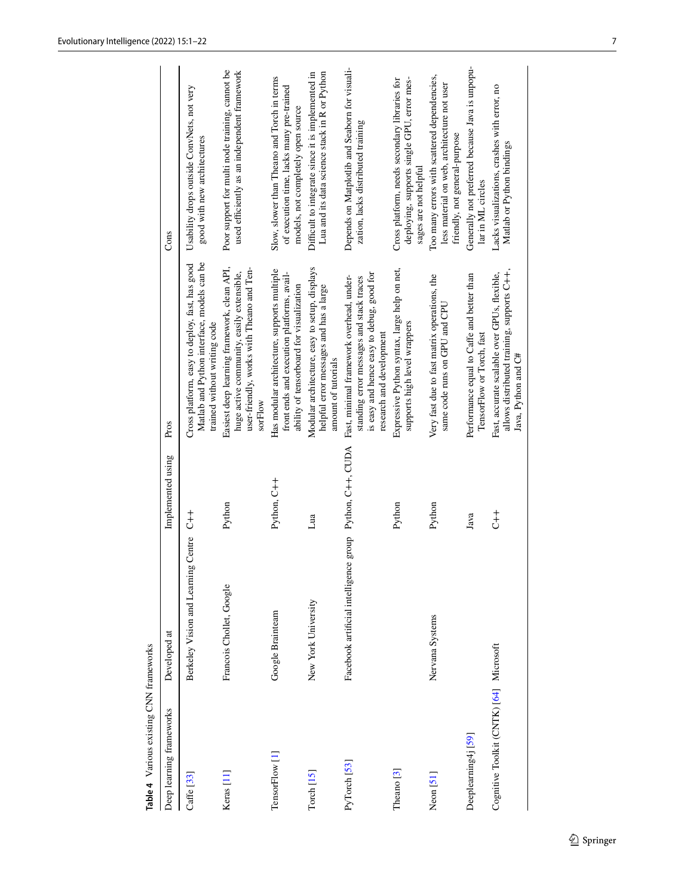**Table 4** Various existing CNN frameworks

| Deep learning frameworks | Developed at | Implemented using | Pros | Cons |
| --- | --- | --- | --- | --- |
| Caffe [33] | Berkeley Vision and Learning Centre | C++ | Cross platform, easy to deploy, fast, has good Matlab and Python interface, models can be trained without writing code | Usability drops outside ConvNets, not very good with new architectures |
| Keras [11] | Francois Chollet, Google | Python | Easiest deep learning framework, clean API, huge active community, easily extensible, user-friendly, works with Theano and TensorFlow | Poor support for multi node training, cannot be used efficiently as an independent framework |
| TensorFlow [1] | Google Brainteam | Python, C++ | Has modular architecture, supports multiple front ends and execution platforms, availability of tensorboard for visualization | Slow, slower than Theano and Torch in terms of execution time, lacks many pre-trained models, not completely open source |
| Torch [15] | New York University | Lua | Modular architecture, easy to setup, displays helpful error messages and has a large amount of tutorials | Difficult to integrate since it is implemented in Lua and its data science stack in R or Python |
| PyTorch [53] | Facebook artificial intelligence group | Python, C++, CUDA | Fast, minimal framework overhead, understanding error messages and stack traces is easy and hence easy to debug, good for research and development | Depends on Matplotlib and Seaborn for visualization, lacks distributed training |
| Theano [3] | | Python | Expressive Python syntax, large help on net, supports high level wrappers | Cross platform, needs secondary libraries for deploying, supports single GPU, error messages are not helpful |
| Neon [51] | Nervana Systems | Python | Very fast due to fast matrix operations, the same code runs on GPU and CPU | Too many errors with scattered dependencies, less material on web, architecture not user friendly, not general-purpose |
| Deeplearning4j [59] | | Java | Performance equal to Caffe and better than TensorFlow or Torch, fast | Generally not preferred because Java is unpopular in ML circles |
| Cognitive Toolkit (CNTK) [64] | Microsoft | C++ | Fast, accurate scalable over GPUs, flexible, allows distributed training, supports C++, Java, Python and C# | Lacks visualizations, crashes with error, no Matlab or Python bindings |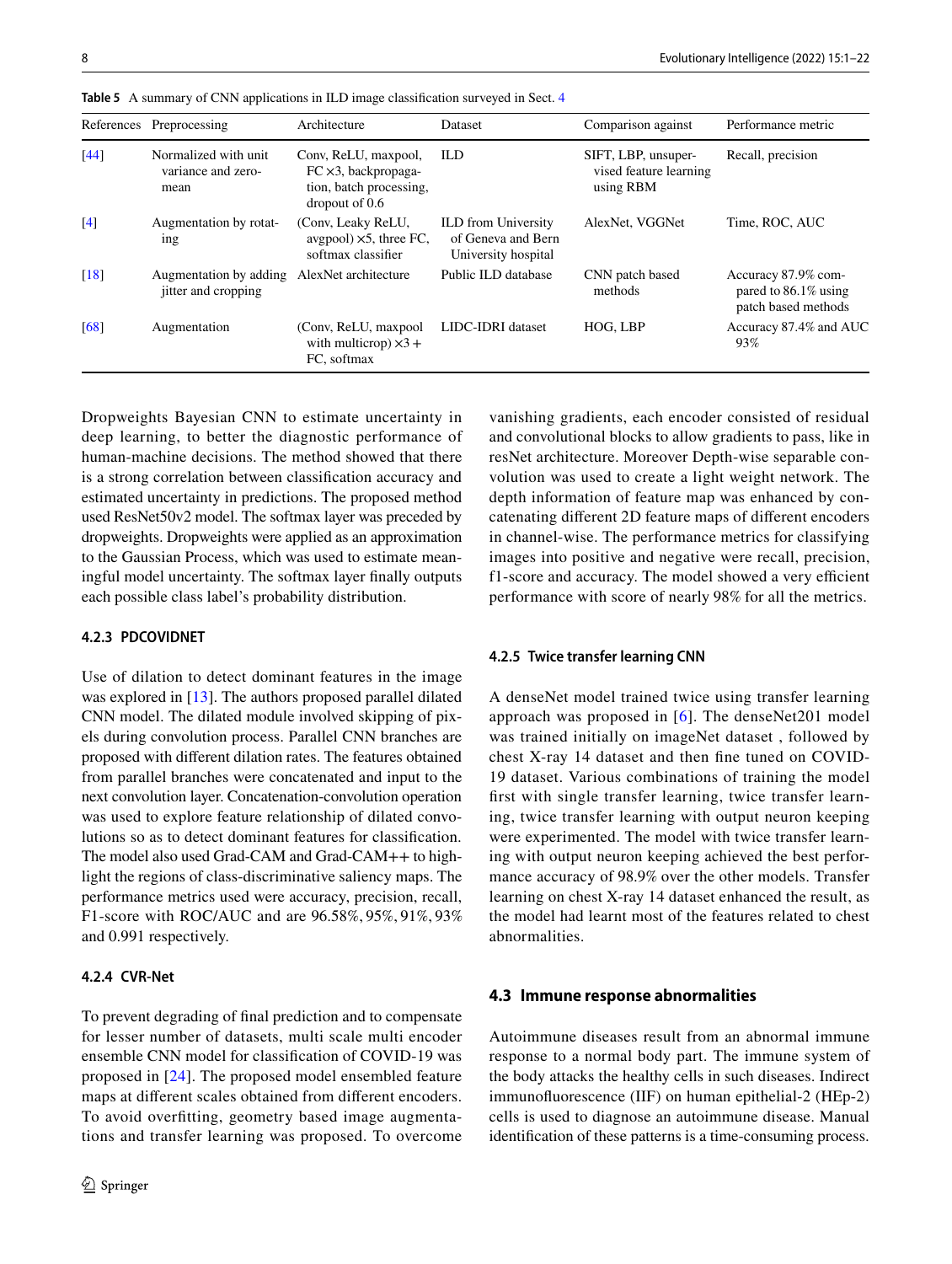Table 5 A summary of CNN applications in ILD image classification surveyed in Sect. 4

| References | Preprocessing | Architecture | Dataset | Comparison against | Performance metric |
|---|---|---|---|---|---|
| [44] | Normalized with unit variance and zero-mean | Conv, ReLU, maxpool, FC ×3, backpropagation, batch processing, dropout of 0.6 | ILD | SIFT, LBP, unsupervised feature learning using RBM | Recall, precision |
| [4] | Augmentation by rotating | (Conv, Leaky ReLU, avgpool) ×5, three FC, softmax classifier | ILD from University of Geneva and Bern University hospital | AlexNet, VGGNet | Time, ROC, AUC |
| [18] | Augmentation by adding jitter and cropping | AlexNet architecture | Public ILD database | CNN patch based methods | Accuracy 87.9% compared to 86.1% using patch based methods |
| [68] | Augmentation | (Conv, ReLU, maxpool with multicrop) ×3 + FC, softmax | LIDC-IDRI dataset | HOG, LBP | Accuracy 87.4% and AUC 93% |

Dropweights Bayesian CNN to estimate uncertainty in deep learning, to better the diagnostic performance of human-machine decisions. The method showed that there is a strong correlation between classification accuracy and estimated uncertainty in predictions. The proposed method used ResNet50v2 model. The softmax layer was preceded by dropweights. Dropweights were applied as an approximation to the Gaussian Process, which was used to estimate meaningful model uncertainty. The softmax layer finally outputs each possible class label's probability distribution.

#### 4.2.3 PDCOVIDNET

Use of dilation to detect dominant features in the image was explored in [13]. The authors proposed parallel dilated CNN model. The dilated module involved skipping of pixels during convolution process. Parallel CNN branches are proposed with different dilation rates. The features obtained from parallel branches were concatenated and input to the next convolution layer. Concatenation-convolution operation was used to explore feature relationship of dilated convolutions so as to detect dominant features for classification. The model also used Grad-CAM and Grad-CAM++ to highlight the regions of class-discriminative saliency maps. The performance metrics used were accuracy, precision, recall, F1-score with ROC/AUC and are 96.58%, 95%, 91%, 93% and 0.991 respectively.

#### 4.2.4 CVR-Net

To prevent degrading of final prediction and to compensate for lesser number of datasets, multi scale multi encoder ensemble CNN model for classification of COVID-19 was proposed in [24]. The proposed model ensembled feature maps at different scales obtained from different encoders. To avoid overfitting, geometry based image augmentations and transfer learning was proposed. To overcome vanishing gradients, each encoder consisted of residual and convolutional blocks to allow gradients to pass, like in resNet architecture. Moreover Depth-wise separable convolution was used to create a light weight network. The depth information of feature map was enhanced by concatenating different 2D feature maps of different encoders in channel-wise. The performance metrics for classifying images into positive and negative were recall, precision, f1-score and accuracy. The model showed a very efficient performance with score of nearly 98% for all the metrics.

#### 4.2.5 Twice transfer learning CNN

A denseNet model trained twice using transfer learning approach was proposed in [6]. The denseNet201 model was trained initially on imageNet dataset , followed by chest X-ray 14 dataset and then fine tuned on COVID-19 dataset. Various combinations of training the model first with single transfer learning, twice transfer learning, twice transfer learning with output neuron keeping were experimented. The model with twice transfer learning with output neuron keeping achieved the best performance accuracy of 98.9% over the other models. Transfer learning on chest X-ray 14 dataset enhanced the result, as the model had learnt most of the features related to chest abnormalities.

### 4.3 Immune response abnormalities

Autoimmune diseases result from an abnormal immune response to a normal body part. The immune system of the body attacks the healthy cells in such diseases. Indirect immunofluorescence (IIF) on human epithelial-2 (HEp-2) cells is used to diagnose an autoimmune disease. Manual identification of these patterns is a time-consuming process.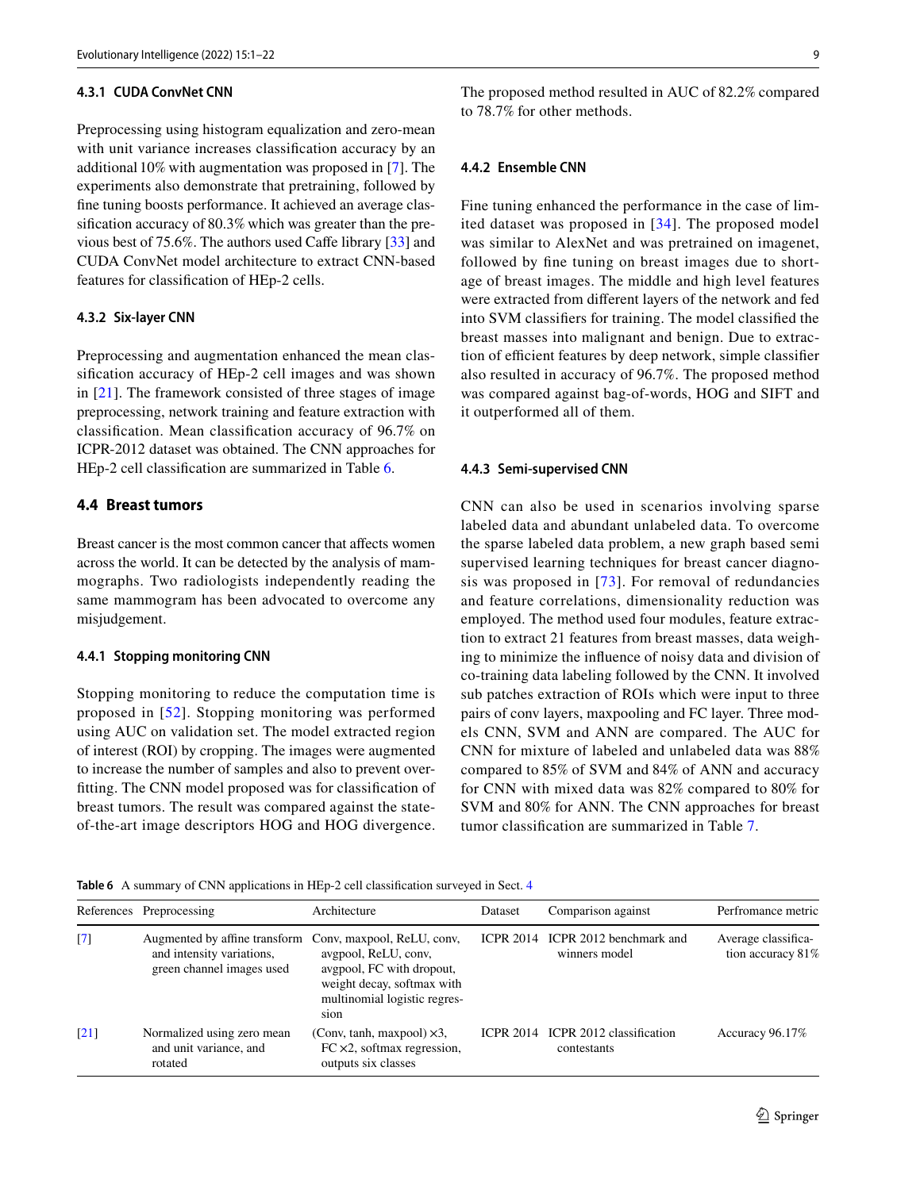#### 4.3.1 CUDA ConvNet CNN

Preprocessing using histogram equalization and zero-mean with unit variance increases classification accuracy by an additional 10% with augmentation was proposed in [7]. The experiments also demonstrate that pretraining, followed by fine tuning boosts performance. It achieved an average classification accuracy of 80.3% which was greater than the previous best of 75.6%. The authors used Caffe library [33] and CUDA ConvNet model architecture to extract CNN-based features for classification of HEp-2 cells.

#### 4.3.2 Six-layer CNN

Preprocessing and augmentation enhanced the mean classification accuracy of HEp-2 cell images and was shown in [21]. The framework consisted of three stages of image preprocessing, network training and feature extraction with classification. Mean classification accuracy of 96.7% on ICPR-2012 dataset was obtained. The CNN approaches for HEp-2 cell classification are summarized in Table 6.

### 4.4 Breast tumors

Breast cancer is the most common cancer that affects women across the world. It can be detected by the analysis of mammographs. Two radiologists independently reading the same mammogram has been advocated to overcome any misjudgement.

#### 4.4.1 Stopping monitoring CNN

Stopping monitoring to reduce the computation time is proposed in [52]. Stopping monitoring was performed using AUC on validation set. The model extracted region of interest (ROI) by cropping. The images were augmented to increase the number of samples and also to prevent overfitting. The CNN model proposed was for classification of breast tumors. The result was compared against the state-of-the-art image descriptors HOG and HOG divergence. The proposed method resulted in AUC of 82.2% compared to 78.7% for other methods.

#### 4.4.2 Ensemble CNN

Fine tuning enhanced the performance in the case of limited dataset was proposed in [34]. The proposed model was similar to AlexNet and was pretrained on imagenet, followed by fine tuning on breast images due to shortage of breast images. The middle and high level features were extracted from different layers of the network and fed into SVM classifiers for training. The model classified the breast masses into malignant and benign. Due to extraction of efficient features by deep network, simple classifier also resulted in accuracy of 96.7%. The proposed method was compared against bag-of-words, HOG and SIFT and it outperformed all of them.

#### 4.4.3 Semi-supervised CNN

CNN can also be used in scenarios involving sparse labeled data and abundant unlabeled data. To overcome the sparse labeled data problem, a new graph based semi supervised learning techniques for breast cancer diagnosis was proposed in [73]. For removal of redundancies and feature correlations, dimensionality reduction was employed. The method used four modules, feature extraction to extract 21 features from breast masses, data weighing to minimize the influence of noisy data and division of co-training data labeling followed by the CNN. It involved sub patches extraction of ROIs which were input to three pairs of conv layers, maxpooling and FC layer. Three models CNN, SVM and ANN are compared. The AUC for CNN for mixture of labeled and unlabeled data was 88% compared to 85% of SVM and 84% of ANN and accuracy for CNN with mixed data was 82% compared to 80% for SVM and 80% for ANN. The CNN approaches for breast tumor classification are summarized in Table 7.

Table 6 A summary of CNN applications in HEp-2 cell classification surveyed in Sect. 4

| References | Preprocessing | Architecture | Dataset | Comparison against | Perfromance metric |
|---|---|---|---|---|---|
| [7] | Augmented by affine transform and intensity variations, green channel images used | Conv, maxpool, ReLU, conv, avgpool, ReLU, conv, avgpool, FC with dropout, weight decay, softmax with multinomial logistic regression | ICPR 2014 | ICPR 2012 benchmark and winners model | Average classification accuracy 81% |
| [21] | Normalized using zero mean and unit variance, and rotated | (Conv, tanh, maxpool) ×3, FC ×2, softmax regression, outputs six classes | ICPR 2014 | ICPR 2012 classification contestants | Accuracy 96.17% |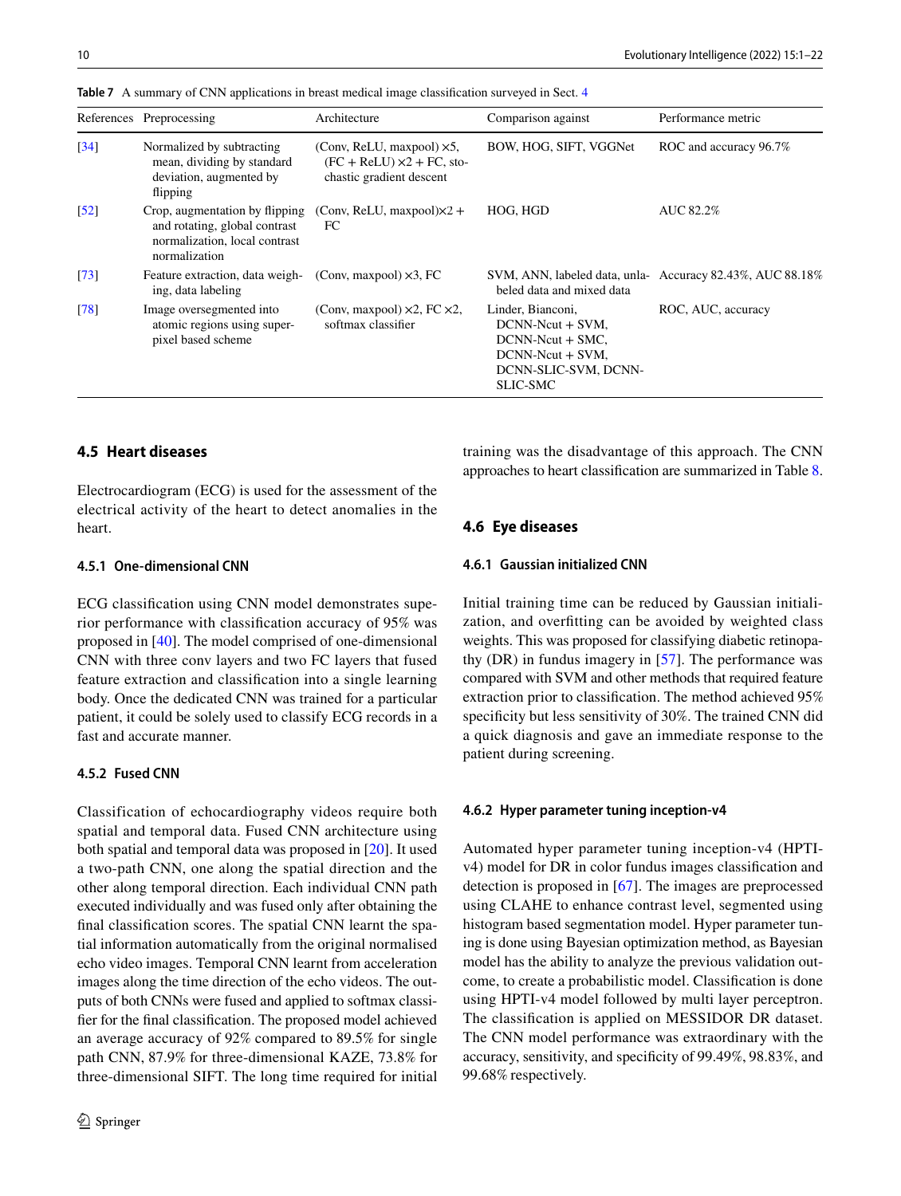**Table 7** A summary of CNN applications in breast medical image classification surveyed in Sect. 4

| References | Preprocessing | Architecture | Comparison against | Performance metric |
|---|---|---|---|---|
| [34] | Normalized by subtracting mean, dividing by standard deviation, augmented by flipping | (Conv, ReLU, maxpool) ×5, (FC + ReLU) ×2 + FC, stochastic gradient descent | BOW, HOG, SIFT, VGGNet | ROC and accuracy 96.7% |
| [52] | Crop, augmentation by flipping and rotating, global contrast normalization, local contrast normalization | (Conv, ReLU, maxpool)×2 + FC | HOG, HGD | AUC 82.2% |
| [73] | Feature extraction, data weighing, data labeling | (Conv, maxpool) ×3, FC | SVM, ANN, labeled data, unlabeled data and mixed data | Accuracy 82.43%, AUC 88.18% |
| [78] | Image oversegmented into atomic regions using superpixel based scheme | (Conv, maxpool) ×2, FC ×2, softmax classifier | Linder, Bianconi, DCNN-Ncut + SVM, DCNN-Ncut + SMC, DCNN-Ncut + SVM, DCNN-SLIC-SVM, DCNN-SLIC-SMC | ROC, AUC, accuracy |

### 4.5 Heart diseases

Electrocardiogram (ECG) is used for the assessment of the electrical activity of the heart to detect anomalies in the heart.

#### 4.5.1 One-dimensional CNN

ECG classification using CNN model demonstrates superior performance with classification accuracy of 95% was proposed in [40]. The model comprised of one-dimensional CNN with three conv layers and two FC layers that fused feature extraction and classification into a single learning body. Once the dedicated CNN was trained for a particular patient, it could be solely used to classify ECG records in a fast and accurate manner.

#### 4.5.2 Fused CNN

Classification of echocardiography videos require both spatial and temporal data. Fused CNN architecture using both spatial and temporal data was proposed in [20]. It used a two-path CNN, one along the spatial direction and the other along temporal direction. Each individual CNN path executed individually and was fused only after obtaining the final classification scores. The spatial CNN learnt the spatial information automatically from the original normalised echo video images. Temporal CNN learnt from acceleration images along the time direction of the echo videos. The outputs of both CNNs were fused and applied to softmax classifier for the final classification. The proposed model achieved an average accuracy of 92% compared to 89.5% for single path CNN, 87.9% for three-dimensional KAZE, 73.8% for three-dimensional SIFT. The long time required for initial training was the disadvantage of this approach. The CNN approaches to heart classification are summarized in Table 8.

### 4.6 Eye diseases

#### 4.6.1 Gaussian initialized CNN

Initial training time can be reduced by Gaussian initialization, and overfitting can be avoided by weighted class weights. This was proposed for classifying diabetic retinopathy (DR) in fundus imagery in [57]. The performance was compared with SVM and other methods that required feature extraction prior to classification. The method achieved 95% specificity but less sensitivity of 30%. The trained CNN did a quick diagnosis and gave an immediate response to the patient during screening.

#### 4.6.2 Hyper parameter tuning inception-v4

Automated hyper parameter tuning inception-v4 (HPTI-v4) model for DR in color fundus images classification and detection is proposed in [67]. The images are preprocessed using CLAHE to enhance contrast level, segmented using histogram based segmentation model. Hyper parameter tuning is done using Bayesian optimization method, as Bayesian model has the ability to analyze the previous validation outcome, to create a probabilistic model. Classification is done using HPTI-v4 model followed by multi layer perceptron. The classification is applied on MESSIDOR DR dataset. The CNN model performance was extraordinary with the accuracy, sensitivity, and specificity of 99.49%, 98.83%, and 99.68% respectively.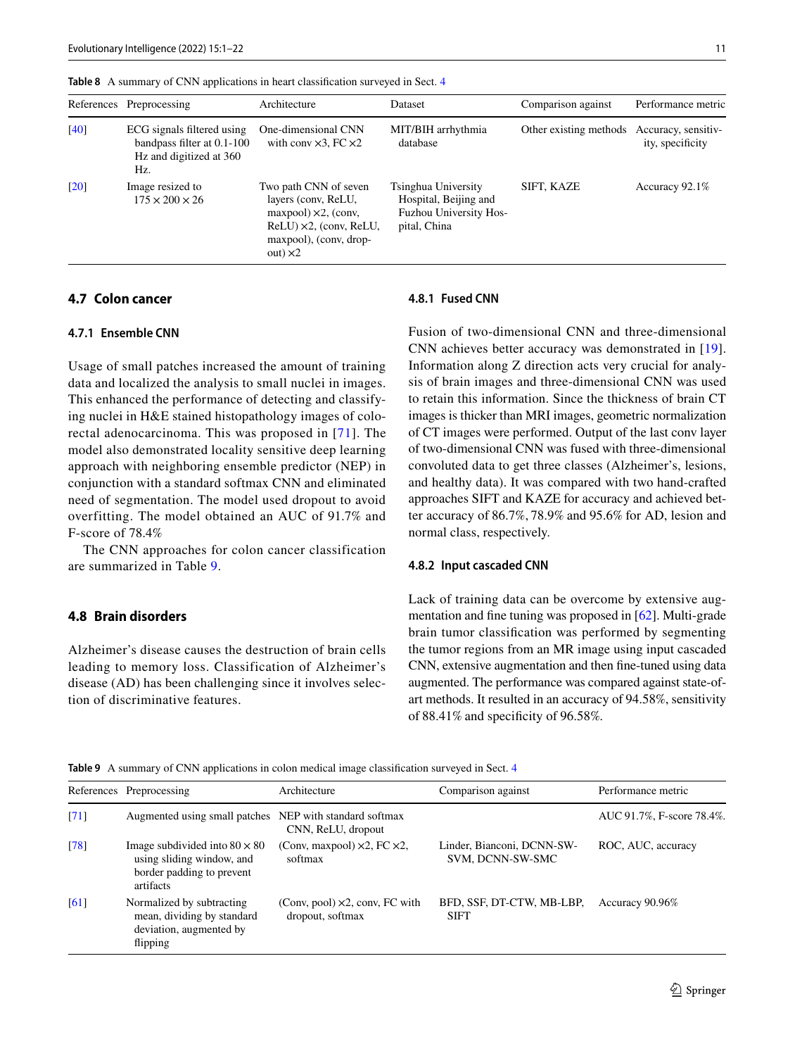Table 8 A summary of CNN applications in heart classification surveyed in Sect. 4

| References | Preprocessing | Architecture | Dataset | Comparison against | Performance metric |
|---|---|---|---|---|---|
| [40] | ECG signals filtered using bandpass filter at 0.1-100 Hz and digitized at 360 Hz. | One-dimensional CNN with conv ×3, FC ×2 | MIT/BIH arrhythmia database | Other existing methods | Accuracy, sensitivity, specificity |
| [20] | Image resized to 175 × 200 × 26 | Two path CNN of seven layers (conv, ReLU, maxpool) ×2, (conv, ReLU) ×2, (conv, ReLU, maxpool), (conv, dropout) ×2 | Tsinghua University Hospital, Beijing and Fuzhou University Hospital, China | SIFT, KAZE | Accuracy 92.1% |

### 4.7 Colon cancer

#### 4.7.1 Ensemble CNN

Usage of small patches increased the amount of training data and localized the analysis to small nuclei in images. This enhanced the performance of detecting and classifying nuclei in H&E stained histopathology images of colorectal adenocarcinoma. This was proposed in [71]. The model also demonstrated locality sensitive deep learning approach with neighboring ensemble predictor (NEP) in conjunction with a standard softmax CNN and eliminated need of segmentation. The model used dropout to avoid overfitting. The model obtained an AUC of 91.7% and F-score of 78.4%

The CNN approaches for colon cancer classification are summarized in Table 9.

### 4.8 Brain disorders

Alzheimer's disease causes the destruction of brain cells leading to memory loss. Classification of Alzheimer's disease (AD) has been challenging since it involves selection of discriminative features.

#### 4.8.1 Fused CNN

Fusion of two-dimensional CNN and three-dimensional CNN achieves better accuracy was demonstrated in [19]. Information along Z direction acts very crucial for analysis of brain images and three-dimensional CNN was used to retain this information. Since the thickness of brain CT images is thicker than MRI images, geometric normalization of CT images were performed. Output of the last conv layer of two-dimensional CNN was fused with three-dimensional convoluted data to get three classes (Alzheimer's, lesions, and healthy data). It was compared with two hand-crafted approaches SIFT and KAZE for accuracy and achieved better accuracy of 86.7%, 78.9% and 95.6% for AD, lesion and normal class, respectively.

#### 4.8.2 Input cascaded CNN

Lack of training data can be overcome by extensive augmentation and fine tuning was proposed in [62]. Multi-grade brain tumor classification was performed by segmenting the tumor regions from an MR image using input cascaded CNN, extensive augmentation and then fine-tuned using data augmented. The performance was compared against state-of-art methods. It resulted in an accuracy of 94.58%, sensitivity of 88.41% and specificity of 96.58%.

Table 9 A summary of CNN applications in colon medical image classification surveyed in Sect. 4

| References | Preprocessing | Architecture | Comparison against | Performance metric |
|---|---|---|---|---|
| [71] | Augmented using small patches | NEP with standard softmax CNN, ReLU, dropout | | AUC 91.7%, F-score 78.4%. |
| [78] | Image subdivided into 80 × 80 using sliding window, and border padding to prevent artifacts | (Conv, maxpool) ×2, FC ×2, softmax | Linder, Bianconi, DCNN-SW-SVM, DCNN-SW-SMC | ROC, AUC, accuracy |
| [61] | Normalized by subtracting mean, dividing by standard deviation, augmented by flipping | (Conv, pool) ×2, conv, FC with dropout, softmax | BFD, SSF, DT-CTW, MB-LBP, SIFT | Accuracy 90.96% |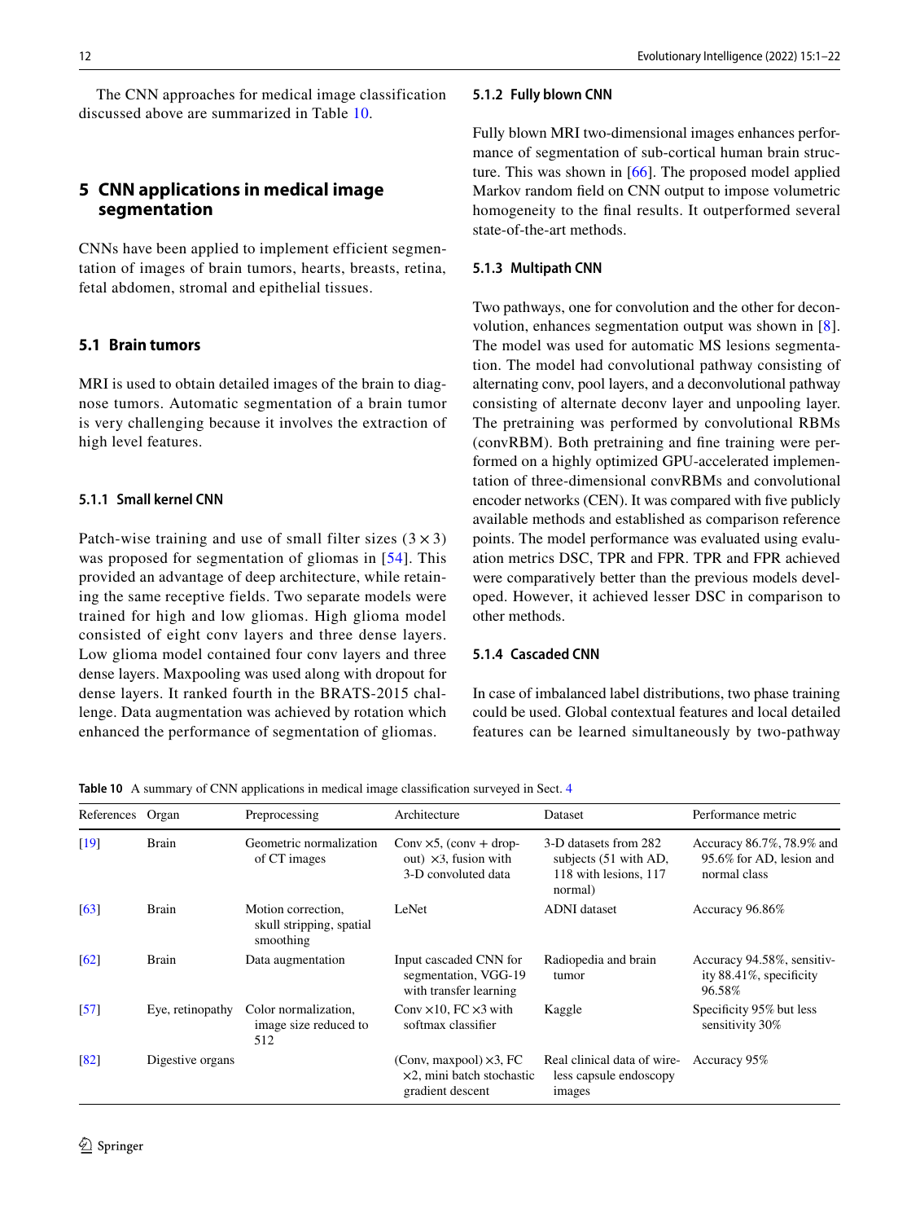The CNN approaches for medical image classification discussed above are summarized in Table 10.

## 5 CNN applications in medical image segmentation

CNNs have been applied to implement efficient segmentation of images of brain tumors, hearts, breasts, retina, fetal abdomen, stromal and epithelial tissues.

### 5.1 Brain tumors

MRI is used to obtain detailed images of the brain to diagnose tumors. Automatic segmentation of a brain tumor is very challenging because it involves the extraction of high level features.

#### 5.1.1 Small kernel CNN

Patch-wise training and use of small filter sizes ($3 \times 3$) was proposed for segmentation of gliomas in [54]. This provided an advantage of deep architecture, while retaining the same receptive fields. Two separate models were trained for high and low gliomas. High glioma model consisted of eight conv layers and three dense layers. Low glioma model contained four conv layers and three dense layers. Maxpooling was used along with dropout for dense layers. It ranked fourth in the BRATS-2015 challenge. Data augmentation was achieved by rotation which enhanced the performance of segmentation of gliomas.

#### 5.1.2 Fully blown CNN

Fully blown MRI two-dimensional images enhances performance of segmentation of sub-cortical human brain structure. This was shown in [66]. The proposed model applied Markov random field on CNN output to impose volumetric homogeneity to the final results. It outperformed several state-of-the-art methods.

#### 5.1.3 Multipath CNN

Two pathways, one for convolution and the other for deconvolution, enhances segmentation output was shown in [8]. The model was used for automatic MS lesions segmentation. The model had convolutional pathway consisting of alternating conv, pool layers, and a deconvolutional pathway consisting of alternate deconv layer and unpooling layer. The pretraining was performed by convolutional RBMs (convRBM). Both pretraining and fine training were performed on a highly optimized GPU-accelerated implementation of three-dimensional convRBMs and convolutional encoder networks (CEN). It was compared with five publicly available methods and established as comparison reference points. The model performance was evaluated using evaluation metrics DSC, TPR and FPR. TPR and FPR achieved were comparatively better than the previous models developed. However, it achieved lesser DSC in comparison to other methods.

#### 5.1.4 Cascaded CNN

In case of imbalanced label distributions, two phase training could be used. Global contextual features and local detailed features can be learned simultaneously by two-pathway

**Table 10** A summary of CNN applications in medical image classification surveyed in Sect. 4

| References | Organ | Preprocessing | Architecture | Dataset | Performance metric |
|---|---|---|---|---|---|
| [19] | Brain | Geometric normalization of CT images | Conv ×5, (conv + dropout) ×3, fusion with 3-D convoluted data | 3-D datasets from 282 subjects (51 with AD, 118 with lesions, 117 normal) | Accuracy 86.7%, 78.9% and 95.6% for AD, lesion and normal class |
| [63] | Brain | Motion correction, skull stripping, spatial smoothing | LeNet | ADNI dataset | Accuracy 96.86% |
| [62] | Brain | Data augmentation | Input cascaded CNN for segmentation, VGG-19 with transfer learning | Radiopedia and brain tumor | Accuracy 94.58%, sensitivity 88.41%, specificity 96.58% |
| [57] | Eye, retinopathy | Color normalization, image size reduced to 512 | Conv ×10, FC ×3 with softmax classifier | Kaggle | Specificity 95% but less sensitivity 30% |
| [82] | Digestive organs | | (Conv, maxpool) ×3, FC ×2, mini batch stochastic gradient descent | Real clinical data of wireless capsule endoscopy images | Accuracy 95% |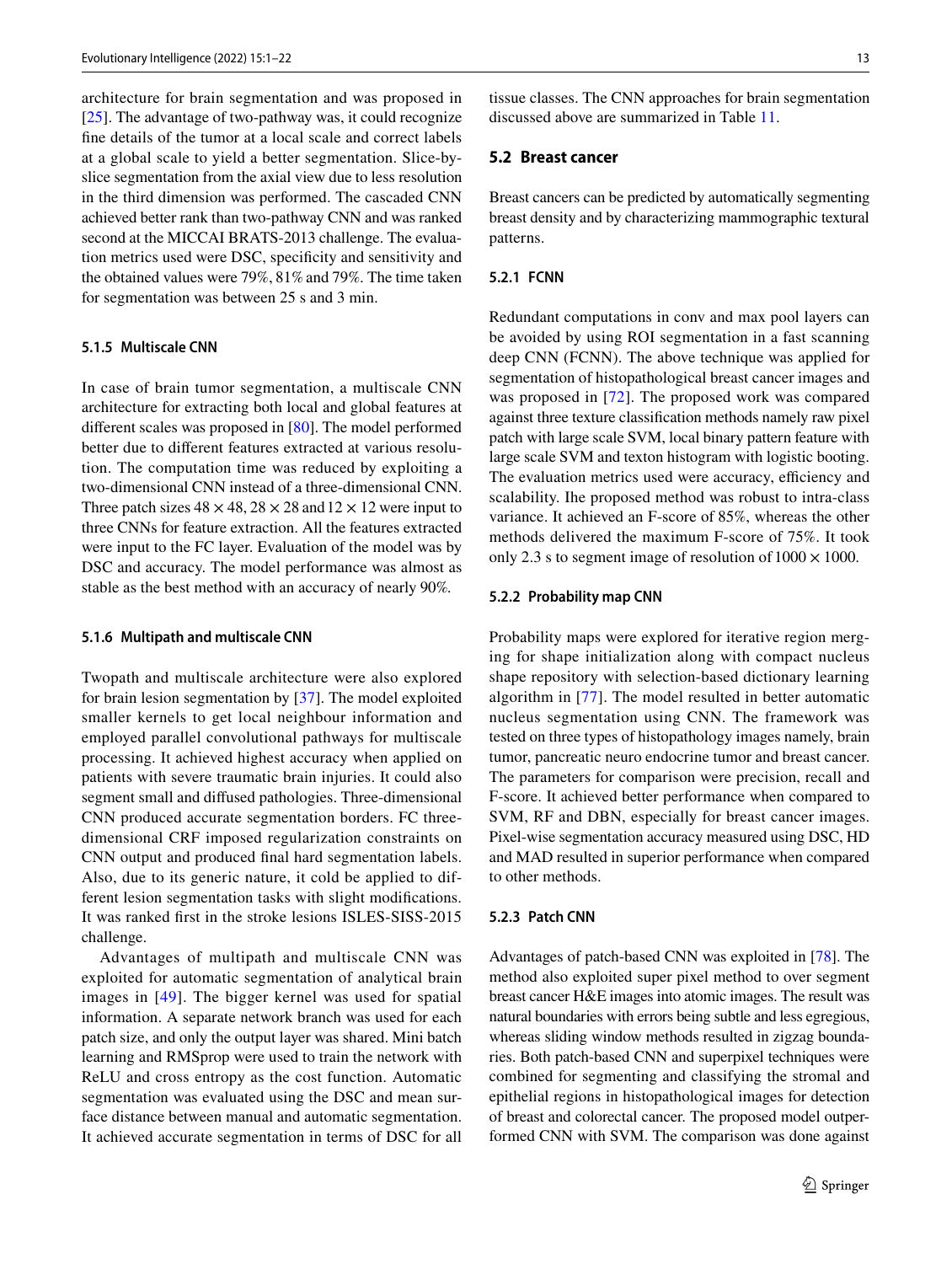architecture for brain segmentation and was proposed in [25]. The advantage of two-pathway was, it could recognize fine details of the tumor at a local scale and correct labels at a global scale to yield a better segmentation. Slice-by-slice segmentation from the axial view due to less resolution in the third dimension was performed. The cascaded CNN achieved better rank than two-pathway CNN and was ranked second at the MICCAI BRATS-2013 challenge. The evaluation metrics used were DSC, specificity and sensitivity and the obtained values were 79%, 81% and 79%. The time taken for segmentation was between 25 s and 3 min.

#### 5.1.5 Multiscale CNN

In case of brain tumor segmentation, a multiscale CNN architecture for extracting both local and global features at different scales was proposed in [80]. The model performed better due to different features extracted at various resolution. The computation time was reduced by exploiting a two-dimensional CNN instead of a three-dimensional CNN. Three patch sizes $48 \times 48$, $28 \times 28$ and $12 \times 12$ were input to three CNNs for feature extraction. All the features extracted were input to the FC layer. Evaluation of the model was by DSC and accuracy. The model performance was almost as stable as the best method with an accuracy of nearly 90%.

#### 5.1.6 Multipath and multiscale CNN

Twopath and multiscale architecture were also explored for brain lesion segmentation by [37]. The model exploited smaller kernels to get local neighbour information and employed parallel convolutional pathways for multiscale processing. It achieved highest accuracy when applied on patients with severe traumatic brain injuries. It could also segment small and diffused pathologies. Three-dimensional CNN produced accurate segmentation borders. FC three-dimensional CRF imposed regularization constraints on CNN output and produced final hard segmentation labels. Also, due to its generic nature, it cold be applied to different lesion segmentation tasks with slight modifications. It was ranked first in the stroke lesions ISLES-SISS-2015 challenge.

Advantages of multipath and multiscale CNN was exploited for automatic segmentation of analytical brain images in [49]. The bigger kernel was used for spatial information. A separate network branch was used for each patch size, and only the output layer was shared. Mini batch learning and RMSprop were used to train the network with ReLU and cross entropy as the cost function. Automatic segmentation was evaluated using the DSC and mean surface distance between manual and automatic segmentation. It achieved accurate segmentation in terms of DSC for all tissue classes. The CNN approaches for brain segmentation discussed above are summarized in Table 11.

### 5.2 Breast cancer

Breast cancers can be predicted by automatically segmenting breast density and by characterizing mammographic textural patterns.

#### 5.2.1 FCNN

Redundant computations in conv and max pool layers can be avoided by using ROI segmentation in a fast scanning deep CNN (FCNN). The above technique was applied for segmentation of histopathological breast cancer images and was proposed in [72]. The proposed work was compared against three texture classification methods namely raw pixel patch with large scale SVM, local binary pattern feature with large scale SVM and texton histogram with logistic booting. The evaluation metrics used were accuracy, efficiency and scalability. Ihe proposed method was robust to intra-class variance. It achieved an F-score of 85%, whereas the other methods delivered the maximum F-score of 75%. It took only 2.3 s to segment image of resolution of $1000 \times 1000$.

#### 5.2.2 Probability map CNN

Probability maps were explored for iterative region merging for shape initialization along with compact nucleus shape repository with selection-based dictionary learning algorithm in [77]. The model resulted in better automatic nucleus segmentation using CNN. The framework was tested on three types of histopathology images namely, brain tumor, pancreatic neuro endocrine tumor and breast cancer. The parameters for comparison were precision, recall and F-score. It achieved better performance when compared to SVM, RF and DBN, especially for breast cancer images. Pixel-wise segmentation accuracy measured using DSC, HD and MAD resulted in superior performance when compared to other methods.

#### 5.2.3 Patch CNN

Advantages of patch-based CNN was exploited in [78]. The method also exploited super pixel method to over segment breast cancer H&E images into atomic images. The result was natural boundaries with errors being subtle and less egregious, whereas sliding window methods resulted in zigzag boundaries. Both patch-based CNN and superpixel techniques were combined for segmenting and classifying the stromal and epithelial regions in histopathological images for detection of breast and colorectal cancer. The proposed model outperformed CNN with SVM. The comparison was done against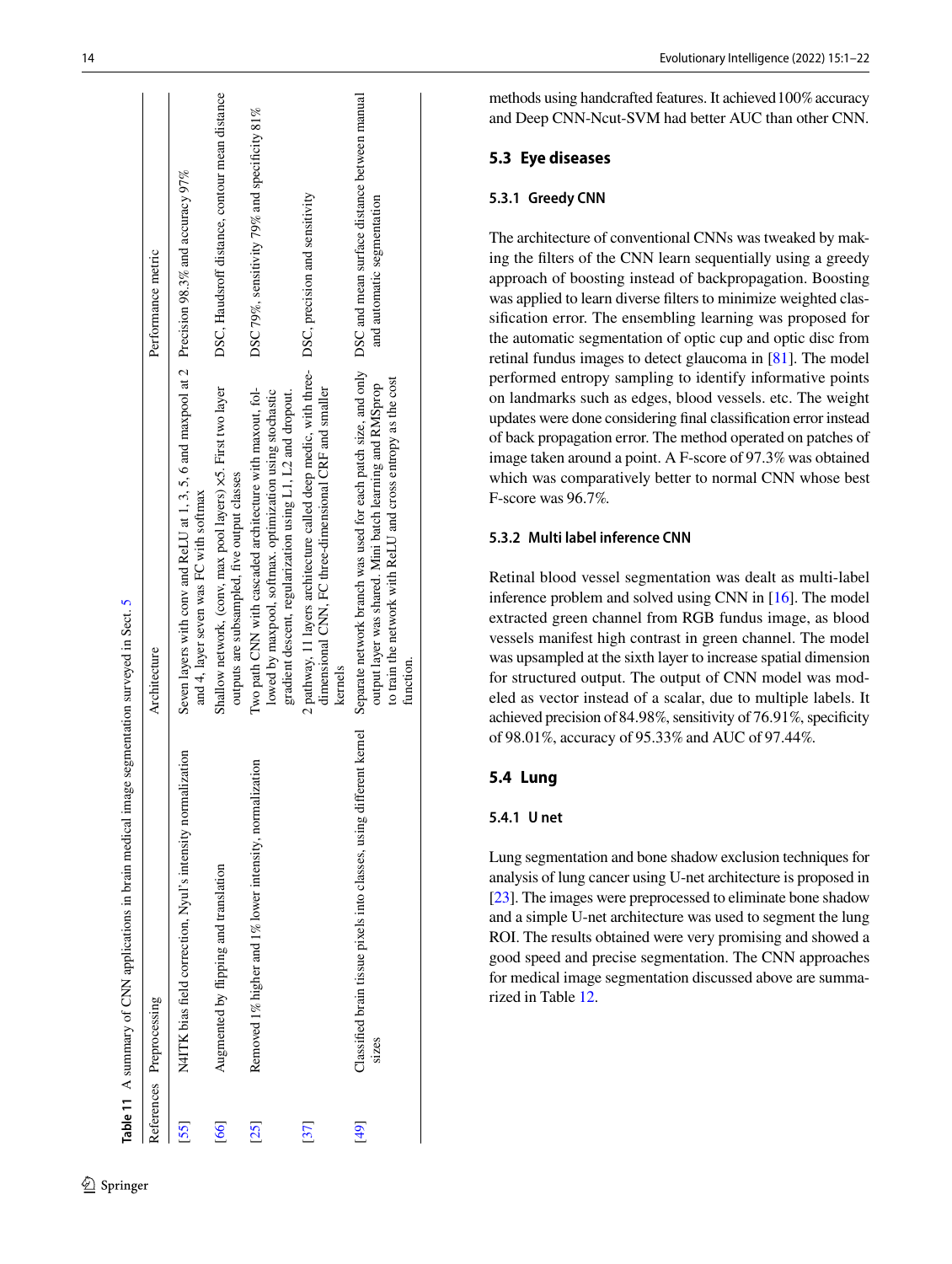**Table 11** A summary of CNN applications in brain medical image segmentation surveyed in Sect. 5

| References | Preprocessing | Architecture | Performance metric |
|---|---|---|---|
| [55] | N4ITK bias field correction, Nyul's intensity normalization | Seven layers with conv and ReLU at 1, 3, 5, 6 and maxpool at 2 and 4, layer seven was FC with softmax | Precision 98.3% and accuracy 97% |
| [66] | Augmented by flipping and translation | Shallow network, (conv, max pool layers) ×5. First two layer outputs are subsampled, five output classes | DSC, Haudsroff distance, contour mean distance |
| [25] | Removed 1% higher and 1% lower intensity, normalization | Two path CNN with cascaded architecture with maxout, followed by maxpool, softmax. optimization using stochastic gradient descent, regularization using L1, L2 and dropout. | DSC 79%, sensitivity 79% and specificity 81% |
| [37] | | 2 pathway, 11 layers architecture called deep medic, with three-dimensional CNN, FC three-dimensional CRF and smaller kernels | DSC, precision and sensitivity |
| [49] | Classified brain tissue pixels into classes, using different kernel sizes | Separate network branch was used for each patch size, and only output layer was shared. Mini batch learning and RMSprop to train the network with ReLU and cross entropy as the cost function. | DSC and mean surface distance between manual and automatic segmentation |

methods using handcrafted features. It achieved 100% accuracy and Deep CNN-Ncut-SVM had better AUC than other CNN.

## 5.3 Eye diseases

### 5.3.1 Greedy CNN

The architecture of conventional CNNs was tweaked by making the filters of the CNN learn sequentially using a greedy approach of boosting instead of backpropagation. Boosting was applied to learn diverse filters to minimize weighted classification error. The ensembling learning was proposed for the automatic segmentation of optic cup and optic disc from retinal fundus images to detect glaucoma in [81]. The model performed entropy sampling to identify informative points on landmarks such as edges, blood vessels. etc. The weight updates were done considering final classification error instead of back propagation error. The method operated on patches of image taken around a point. A F-score of 97.3% was obtained which was comparatively better to normal CNN whose best F-score was 96.7%.

### 5.3.2 Multi label inference CNN

Retinal blood vessel segmentation was dealt as multi-label inference problem and solved using CNN in [16]. The model extracted green channel from RGB fundus image, as blood vessels manifest high contrast in green channel. The model was upsampled at the sixth layer to increase spatial dimension for structured output. The output of CNN model was modeled as vector instead of a scalar, due to multiple labels. It achieved precision of 84.98%, sensitivity of 76.91%, specificity of 98.01%, accuracy of 95.33% and AUC of 97.44%.

## 5.4 Lung

### 5.4.1 U net

Lung segmentation and bone shadow exclusion techniques for analysis of lung cancer using U-net architecture is proposed in [23]. The images were preprocessed to eliminate bone shadow and a simple U-net architecture was used to segment the lung ROI. The results obtained were very promising and showed a good speed and precise segmentation. The CNN approaches for medical image segmentation discussed above are summarized in Table 12.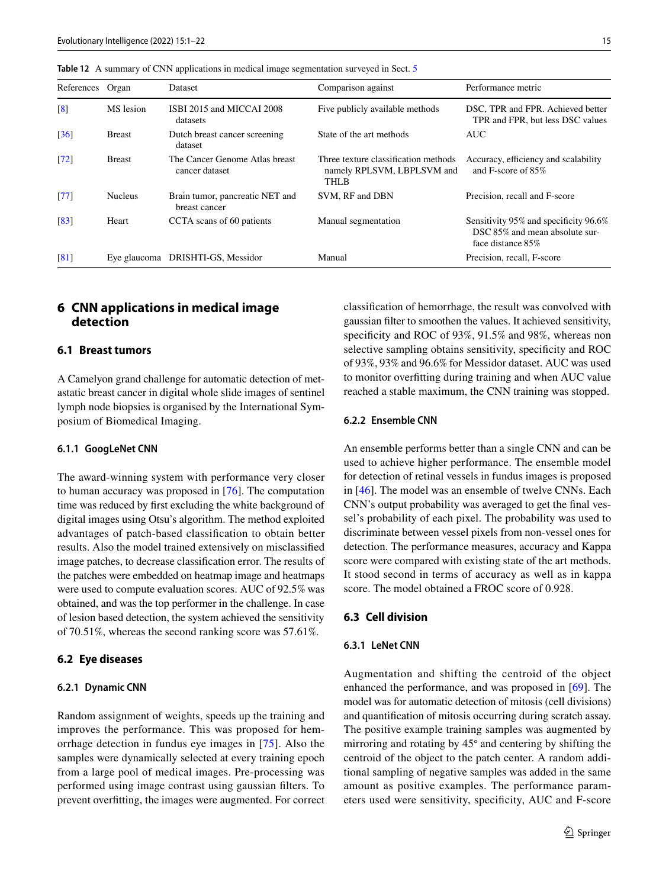**Table 12** A summary of CNN applications in medical image segmentation surveyed in Sect. 5

| References | Organ | Dataset | Comparison against | Performance metric |
|---|---|---|---|---|
| [8] | MS lesion | ISBI 2015 and MICCAI 2008 datasets | Five publicly available methods | DSC, TPR and FPR. Achieved better TPR and FPR, but less DSC values |
| [36] | Breast | Dutch breast cancer screening dataset | State of the art methods | AUC |
| [72] | Breast | The Cancer Genome Atlas breast cancer dataset | Three texture classification methods namely RPLSVM, LBPLSVM and THLB | Accuracy, efficiency and scalability and F-score of 85% |
| [77] | Nucleus | Brain tumor, pancreatic NET and breast cancer | SVM, RF and DBN | Precision, recall and F-score |
| [83] | Heart | CCTA scans of 60 patients | Manual segmentation | Sensitivity 95% and specificity 96.6% DSC 85% and mean absolute surface distance 85% |
| [81] | Eye glaucoma | DRISHTI-GS, Messidor | Manual | Precision, recall, F-score |

## 6 CNN applications in medical image detection

### 6.1 Breast tumors

A Camelyon grand challenge for automatic detection of metastatic breast cancer in digital whole slide images of sentinel lymph node biopsies is organised by the International Symposium of Biomedical Imaging.

#### 6.1.1 GoogLeNet CNN

The award-winning system with performance very closer to human accuracy was proposed in [76]. The computation time was reduced by first excluding the white background of digital images using Otsu's algorithm. The method exploited advantages of patch-based classification to obtain better results. Also the model trained extensively on misclassified image patches, to decrease classification error. The results of the patches were embedded on heatmap image and heatmaps were used to compute evaluation scores. AUC of 92.5% was obtained, and was the top performer in the challenge. In case of lesion based detection, the system achieved the sensitivity of 70.51%, whereas the second ranking score was 57.61%.

### 6.2 Eye diseases

#### 6.2.1 Dynamic CNN

Random assignment of weights, speeds up the training and improves the performance. This was proposed for hemorrhage detection in fundus eye images in [75]. Also the samples were dynamically selected at every training epoch from a large pool of medical images. Pre-processing was performed using image contrast using gaussian filters. To prevent overfitting, the images were augmented. For correct classification of hemorrhage, the result was convolved with gaussian filter to smoothen the values. It achieved sensitivity, specificity and ROC of 93%, 91.5% and 98%, whereas non selective sampling obtains sensitivity, specificity and ROC of 93%, 93% and 96.6% for Messidor dataset. AUC was used to monitor overfitting during training and when AUC value reached a stable maximum, the CNN training was stopped.

#### 6.2.2 Ensemble CNN

An ensemble performs better than a single CNN and can be used to achieve higher performance. The ensemble model for detection of retinal vessels in fundus images is proposed in [46]. The model was an ensemble of twelve CNNs. Each CNN's output probability was averaged to get the final vessel's probability of each pixel. The probability was used to discriminate between vessel pixels from non-vessel ones for detection. The performance measures, accuracy and Kappa score were compared with existing state of the art methods. It stood second in terms of accuracy as well as in kappa score. The model obtained a FROC score of 0.928.

### 6.3 Cell division

#### 6.3.1 LeNet CNN

Augmentation and shifting the centroid of the object enhanced the performance, and was proposed in [69]. The model was for automatic detection of mitosis (cell divisions) and quantification of mitosis occurring during scratch assay. The positive example training samples was augmented by mirroring and rotating by 45° and centering by shifting the centroid of the object to the patch center. A random additional sampling of negative samples was added in the same amount as positive examples. The performance parameters used were sensitivity, specificity, AUC and F-score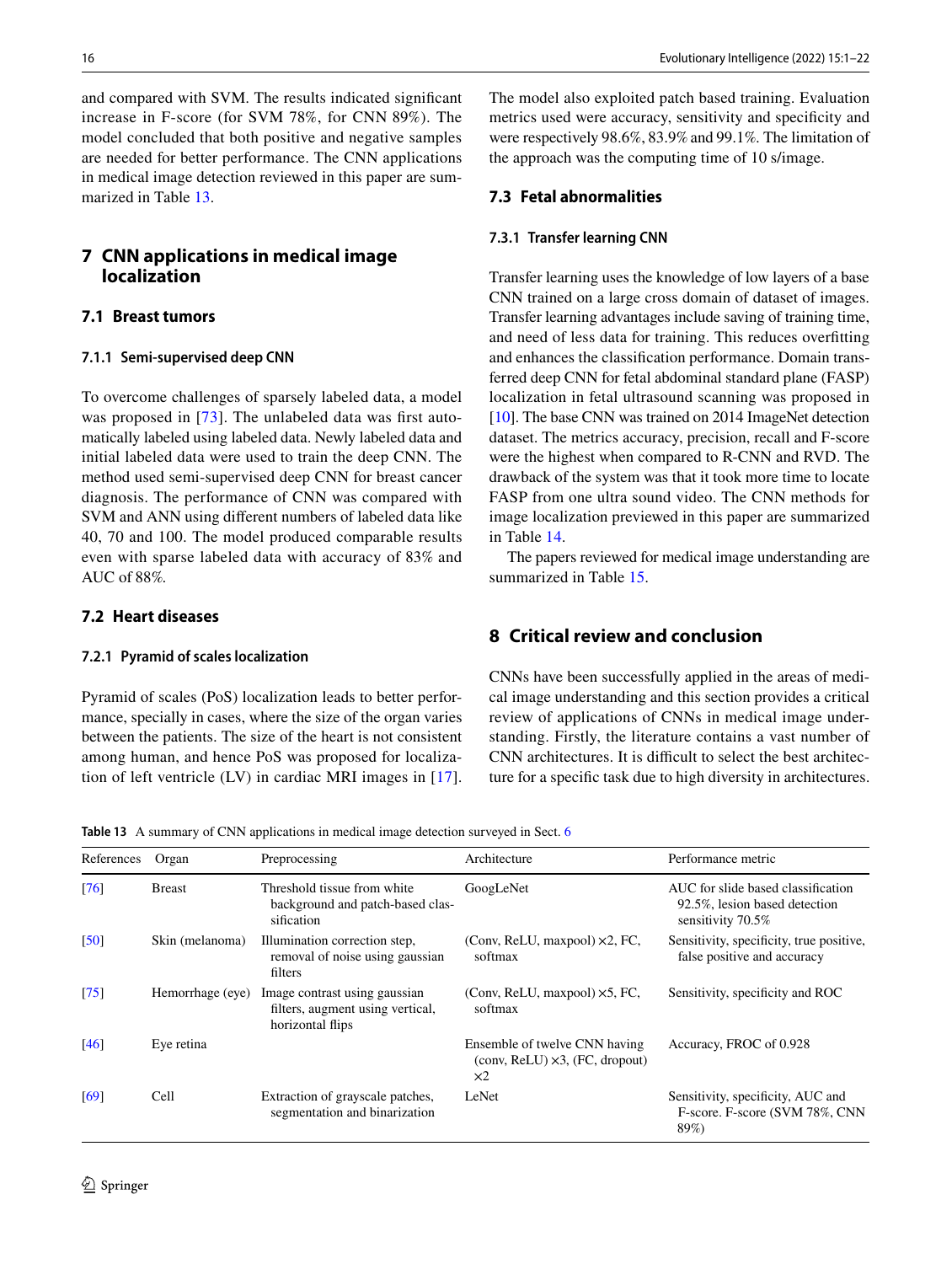and compared with SVM. The results indicated significant increase in F-score (for SVM 78%, for CNN 89%). The model concluded that both positive and negative samples are needed for better performance. The CNN applications in medical image detection reviewed in this paper are summarized in Table 13.

## 7 CNN applications in medical image localization

### 7.1 Breast tumors

#### 7.1.1 Semi-supervised deep CNN

To overcome challenges of sparsely labeled data, a model was proposed in [73]. The unlabeled data was first automatically labeled using labeled data. Newly labeled data and initial labeled data were used to train the deep CNN. The method used semi-supervised deep CNN for breast cancer diagnosis. The performance of CNN was compared with SVM and ANN using different numbers of labeled data like 40, 70 and 100. The model produced comparable results even with sparse labeled data with accuracy of 83% and AUC of 88%.

### 7.2 Heart diseases

#### 7.2.1 Pyramid of scales localization

Pyramid of scales (PoS) localization leads to better performance, specially in cases, where the size of the organ varies between the patients. The size of the heart is not consistent among human, and hence PoS was proposed for localization of left ventricle (LV) in cardiac MRI images in [17]. The model also exploited patch based training. Evaluation metrics used were accuracy, sensitivity and specificity and were respectively 98.6%, 83.9% and 99.1%. The limitation of the approach was the computing time of 10 s/image.

### 7.3 Fetal abnormalities

#### 7.3.1 Transfer learning CNN

Transfer learning uses the knowledge of low layers of a base CNN trained on a large cross domain of dataset of images. Transfer learning advantages include saving of training time, and need of less data for training. This reduces overfitting and enhances the classification performance. Domain transferred deep CNN for fetal abdominal standard plane (FASP) localization in fetal ultrasound scanning was proposed in [10]. The base CNN was trained on 2014 ImageNet detection dataset. The metrics accuracy, precision, recall and F-score were the highest when compared to R-CNN and RVD. The drawback of the system was that it took more time to locate FASP from one ultra sound video. The CNN methods for image localization previewed in this paper are summarized in Table 14.

The papers reviewed for medical image understanding are summarized in Table 15.

## 8 Critical review and conclusion

CNNs have been successfully applied in the areas of medical image understanding and this section provides a critical review of applications of CNNs in medical image understanding. Firstly, the literature contains a vast number of CNN architectures. It is difficult to select the best architecture for a specific task due to high diversity in architectures.

**Table 13** A summary of CNN applications in medical image detection surveyed in Sect. 6

| References | Organ | Preprocessing | Architecture | Performance metric |
|---|---|---|---|---|
| [76] | Breast | Threshold tissue from white background and patch-based classification | GoogLeNet | AUC for slide based classification 92.5%, lesion based detection sensitivity 70.5% |
| [50] | Skin (melanoma) | Illumination correction step, removal of noise using gaussian filters | (Conv, ReLU, maxpool) ×2, FC, softmax | Sensitivity, specificity, true positive, false positive and accuracy |
| [75] | Hemorrhage (eye) | Image contrast using gaussian filters, augment using vertical, horizontal flips | (Conv, ReLU, maxpool) ×5, FC, softmax | Sensitivity, specificity and ROC |
| [46] | Eye retina | | Ensemble of twelve CNN having (conv, ReLU) ×3, (FC, dropout) ×2 | Accuracy, FROC of 0.928 |
| [69] | Cell | Extraction of grayscale patches, segmentation and binarization | LeNet | Sensitivity, specificity, AUC and F-score. F-score (SVM 78%, CNN 89%) |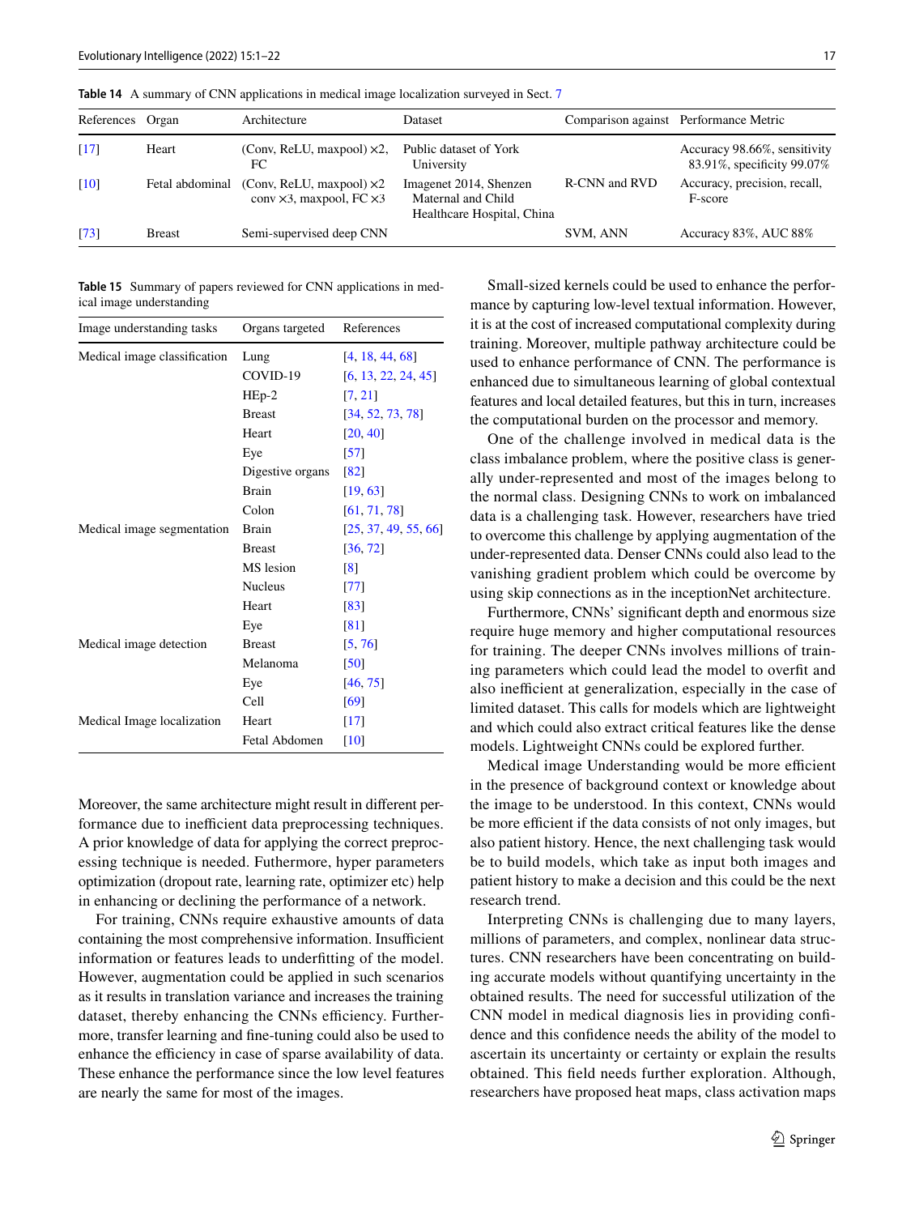Table 14 A summary of CNN applications in medical image localization surveyed in Sect. 7

| References | Organ | Architecture | Dataset | Comparison against | Performance Metric |
|---|---|---|---|---|---|
| [17] | Heart | (Conv, ReLU, maxpool) ×2, FC | Public dataset of York University | | Accuracy 98.66%, sensitivity 83.91%, specificity 99.07% |
| [10] | Fetal abdominal | (Conv, ReLU, maxpool) ×2 conv ×3, maxpool, FC ×3 | Imagenet 2014, Shenzen Maternal and Child Healthcare Hospital, China | R-CNN and RVD | Accuracy, precision, recall, F-score |
| [73] | Breast | Semi-supervised deep CNN | | SVM, ANN | Accuracy 83%, AUC 88% |

Table 15 Summary of papers reviewed for CNN applications in medical image understanding

| Image understanding tasks | Organs targeted | References |
|---|---|---|
| Medical image classification | Lung | [4, 18, 44, 68] |
| | COVID-19 | [6, 13, 22, 24, 45] |
| | HEp-2 | [7, 21] |
| | Breast | [34, 52, 73, 78] |
| | Heart | [20, 40] |
| | Eye | [57] |
| | Digestive organs | [82] |
| | Brain | [19, 63] |
| | Colon | [61, 71, 78] |
| Medical image segmentation | Brain | [25, 37, 49, 55, 66] |
| | Breast | [36, 72] |
| | MS lesion | [8] |
| | Nucleus | [77] |
| | Heart | [83] |
| | Eye | [81] |
| Medical image detection | Breast | [5, 76] |
| | Melanoma | [50] |
| | Eye | [46, 75] |
| | Cell | [69] |
| Medical Image localization | Heart | [17] |
| | Fetal Abdomen | [10] |

Moreover, the same architecture might result in different performance due to inefficient data preprocessing techniques. A prior knowledge of data for applying the correct preprocessing technique is needed. Futhermore, hyper parameters optimization (dropout rate, learning rate, optimizer etc) help in enhancing or declining the performance of a network.

For training, CNNs require exhaustive amounts of data containing the most comprehensive information. Insufficient information or features leads to underfitting of the model. However, augmentation could be applied in such scenarios as it results in translation variance and increases the training dataset, thereby enhancing the CNNs efficiency. Furthermore, transfer learning and fine-tuning could also be used to enhance the efficiency in case of sparse availability of data. These enhance the performance since the low level features are nearly the same for most of the images.

Small-sized kernels could be used to enhance the performance by capturing low-level textual information. However, it is at the cost of increased computational complexity during training. Moreover, multiple pathway architecture could be used to enhance performance of CNN. The performance is enhanced due to simultaneous learning of global contextual features and local detailed features, but this in turn, increases the computational burden on the processor and memory.

One of the challenge involved in medical data is the class imbalance problem, where the positive class is generally under-represented and most of the images belong to the normal class. Designing CNNs to work on imbalanced data is a challenging task. However, researchers have tried to overcome this challenge by applying augmentation of the under-represented data. Denser CNNs could also lead to the vanishing gradient problem which could be overcome by using skip connections as in the inceptionNet architecture.

Furthermore, CNNs' significant depth and enormous size require huge memory and higher computational resources for training. The deeper CNNs involves millions of training parameters which could lead the model to overfit and also inefficient at generalization, especially in the case of limited dataset. This calls for models which are lightweight and which could also extract critical features like the dense models. Lightweight CNNs could be explored further.

Medical image Understanding would be more efficient in the presence of background context or knowledge about the image to be understood. In this context, CNNs would be more efficient if the data consists of not only images, but also patient history. Hence, the next challenging task would be to build models, which take as input both images and patient history to make a decision and this could be the next research trend.

Interpreting CNNs is challenging due to many layers, millions of parameters, and complex, nonlinear data structures. CNN researchers have been concentrating on building accurate models without quantifying uncertainty in the obtained results. The need for successful utilization of the CNN model in medical diagnosis lies in providing confidence and this confidence needs the ability of the model to ascertain its uncertainty or certainty or explain the results obtained. This field needs further exploration. Although, researchers have proposed heat maps, class activation maps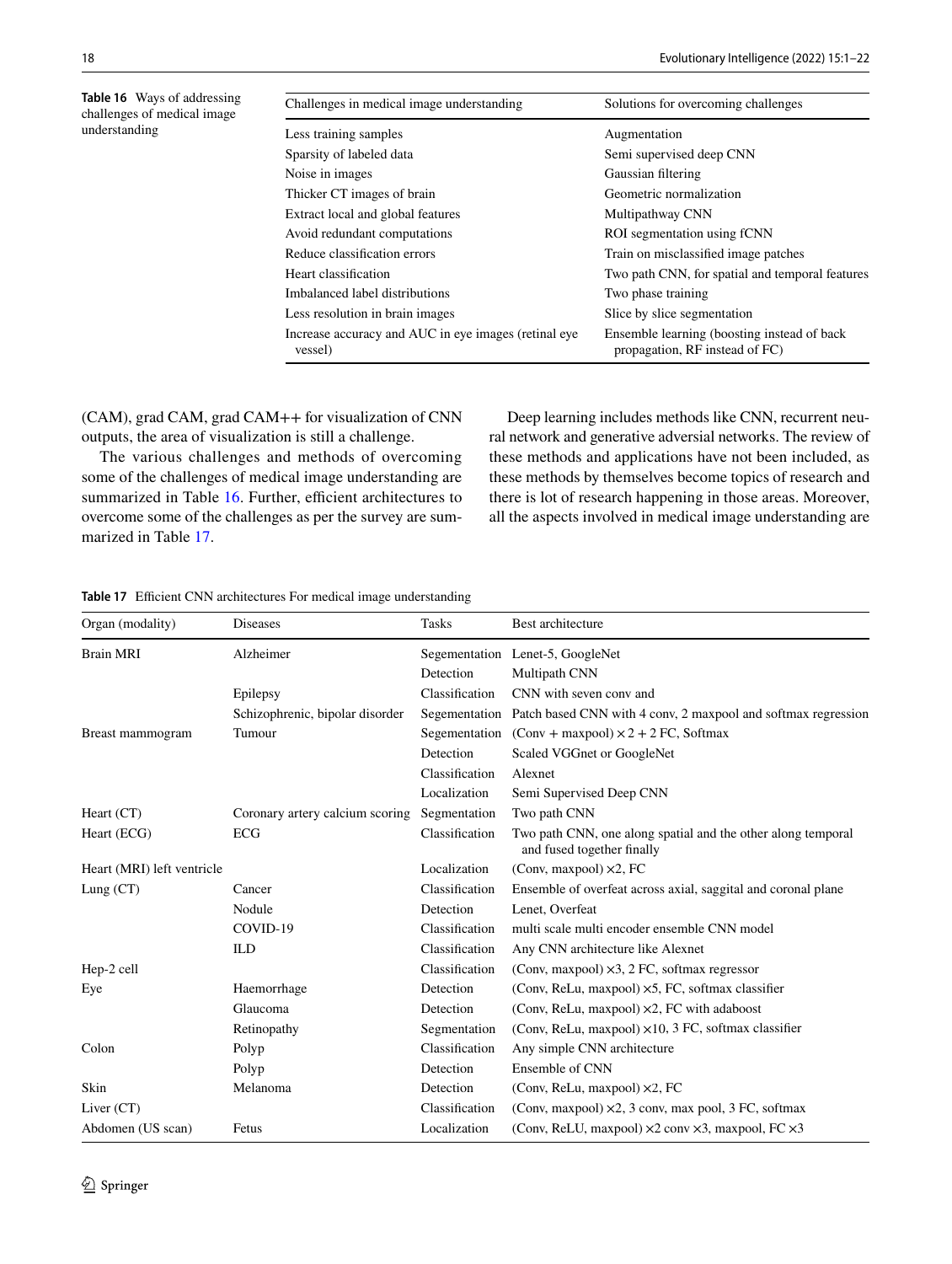**Table 16** Ways of addressing challenges of medical image understanding

| Challenges in medical image understanding | Solutions for overcoming challenges |
|---|---|
| Less training samples | Augmentation |
| Sparsity of labeled data | Semi supervised deep CNN |
| Noise in images | Gaussian filtering |
| Thicker CT images of brain | Geometric normalization |
| Extract local and global features | Multipathway CNN |
| Avoid redundant computations | ROI segmentation using fCNN |
| Reduce classification errors | Train on misclassified image patches |
| Heart classification | Two path CNN, for spatial and temporal features |
| Imbalanced label distributions | Two phase training |
| Less resolution in brain images | Slice by slice segmentation |
| Increase accuracy and AUC in eye images (retinal eye vessel) | Ensemble learning (boosting instead of back propagation, RF instead of FC) |

(CAM), grad CAM, grad CAM++ for visualization of CNN outputs, the area of visualization is still a challenge.

The various challenges and methods of overcoming some of the challenges of medical image understanding are summarized in Table 16. Further, efficient architectures to overcome some of the challenges as per the survey are summarized in Table 17.

Deep learning includes methods like CNN, recurrent neural network and generative adversial networks. The review of these methods and applications have not been included, as these methods by themselves become topics of research and there is lot of research happening in those areas. Moreover, all the aspects involved in medical image understanding are

**Table 17** Efficient CNN architectures For medical image understanding

| Organ (modality) | Diseases | Tasks | Best architecture |
|---|---|---|---|
| Brain MRI | Alzheimer | Segementation | Lenet-5, GoogleNet |
| | | Detection | Multipath CNN |
| | Epilepsy | Classification | CNN with seven conv and |
| | Schizophrenic, bipolar disorder | Segmentation | Patch based CNN with 4 conv, 2 maxpool and softmax regression |
| Breast mammogram | Tumour | Segementation | (Conv + maxpool) $\times 2 + 2$ FC, Softmax |
| | | Detection | Scaled VGGnet or GoogleNet |
| | | Classification | Alexnet |
| | | Localization | Semi Supervised Deep CNN |
| Heart (CT) | Coronary artery calcium scoring | Segmentation | Two path CNN |
| Heart (ECG) | ECG | Classification | Two path CNN, one along spatial and the other along temporal and fused together finally |
| Heart (MRI) left ventricle | | Localization | (Conv, maxpool) $\times 2$, FC |
| Lung (CT) | Cancer | Classification | Ensemble of overfeat across axial, saggital and coronal plane |
| | Nodule | Detection | Lenet, Overfeat |
| | COVID-19 | Classification | multi scale multi encoder ensemble CNN model |
| | ILD | Classification | Any CNN architecture like Alexnet |
| Hep-2 cell | | Classification | (Conv, maxpool) $\times 3$, 2 FC, softmax regressor |
| Eye | Haemorrhage | Detection | (Conv, ReLu, maxpool) $\times 5$, FC, softmax classifier |
| | Glaucoma | Detection | (Conv, ReLu, maxpool) $\times 2$, FC with adaboost |
| | Retinopathy | Segmentation | (Conv, ReLu, maxpool) $\times 10$, 3 FC, softmax classifier |
| Colon | Polyp | Classification | Any simple CNN architecture |
| | Polyp | Detection | Ensemble of CNN |
| Skin | Melanoma | Detection | (Conv, ReLu, maxpool) $\times 2$, FC |
| Liver (CT) | | Classification | (Conv, maxpool) $\times 2$, 3 conv, max pool, 3 FC, softmax |
| Abdomen (US scan) | Fetus | Localization | (Conv, ReLU, maxpool) $\times 2$ conv $\times 3$, maxpool, FC $\times 3$ |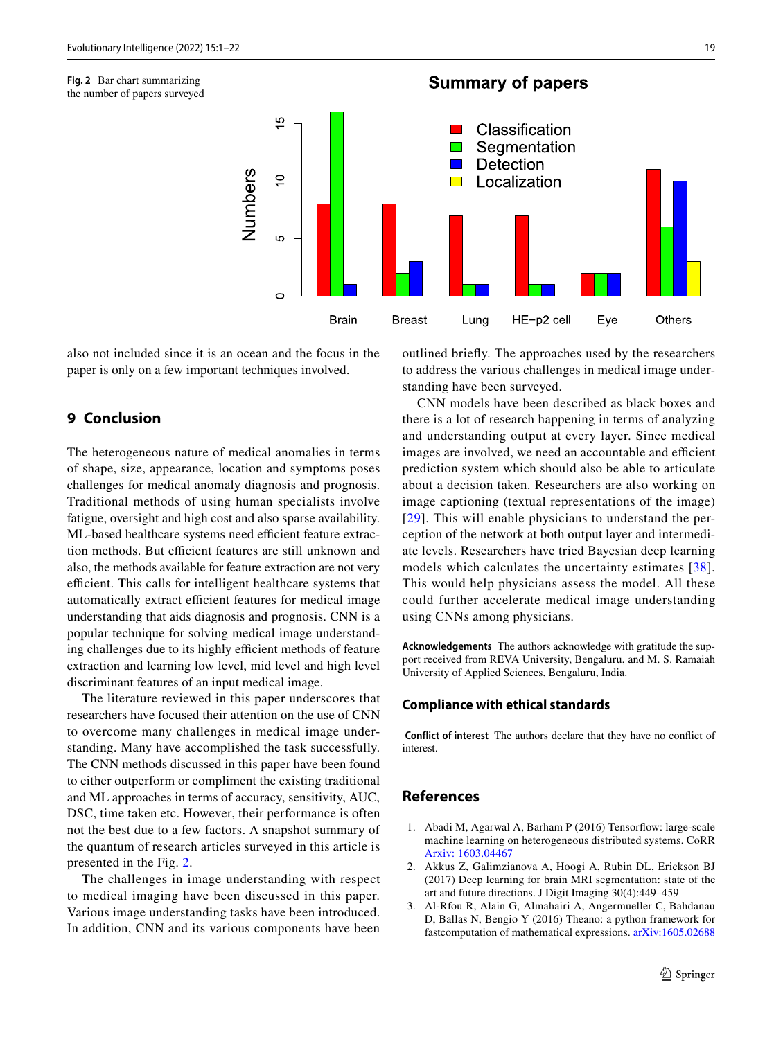Fig. 2 Bar chart summarizing the number of papers surveyed

also not included since it is an ocean and the focus in the paper is only on a few important techniques involved.

## 9 Conclusion

The heterogeneous nature of medical anomalies in terms of shape, size, appearance, location and symptoms poses challenges for medical anomaly diagnosis and prognosis. Traditional methods of using human specialists involve fatigue, oversight and high cost and also sparse availability. ML-based healthcare systems need efficient feature extraction methods. But efficient features are still unknown and also, the methods available for feature extraction are not very efficient. This calls for intelligent healthcare systems that automatically extract efficient features for medical image understanding that aids diagnosis and prognosis. CNN is a popular technique for solving medical image understanding challenges due to its highly efficient methods of feature extraction and learning low level, mid level and high level discriminant features of an input medical image.

The literature reviewed in this paper underscores that researchers have focused their attention on the use of CNN to overcome many challenges in medical image understanding. Many have accomplished the task successfully. The CNN methods discussed in this paper have been found to either outperform or compliment the existing traditional and ML approaches in terms of accuracy, sensitivity, AUC, DSC, time taken etc. However, their performance is often not the best due to a few factors. A snapshot summary of the quantum of research articles surveyed in this article is presented in the Fig. 2.

The challenges in image understanding with respect to medical imaging have been discussed in this paper. Various image understanding tasks have been introduced. In addition, CNN and its various components have been outlined briefly. The approaches used by the researchers to address the various challenges in medical image understanding have been surveyed.

CNN models have been described as black boxes and there is a lot of research happening in terms of analyzing and understanding output at every layer. Since medical images are involved, we need an accountable and efficient prediction system which should also be able to articulate about a decision taken. Researchers are also working on image captioning (textual representations of the image) [29]. This will enable physicians to understand the perception of the network at both output layer and intermediate levels. Researchers have tried Bayesian deep learning models which calculates the uncertainty estimates [38]. This would help physicians assess the model. All these could further accelerate medical image understanding using CNNs among physicians.

**Acknowledgements** The authors acknowledge with gratitude the support received from REVA University, Bengaluru, and M. S. Ramaiah University of Applied Sciences, Bengaluru, India.

### Compliance with ethical standards

**Conflict of interest** The authors declare that they have no conflict of interest.

## References

1. Abadi M, Agarwal A, Barham P (2016) Tensorflow: large-scale machine learning on heterogeneous distributed systems. CoRR Arxiv: 1603.04467
2. Akkus Z, Galimzianova A, Hoogi A, Rubin DL, Erickson BJ (2017) Deep learning for brain MRI segmentation: state of the art and future directions. J Digit Imaging 30(4):449–459
3. Al-Rfou R, Alain G, Almahairi A, Angermueller C, Bahdanau D, Ballas N, Bengio Y (2016) Theano: a python framework for fastcomputation of mathematical expressions. arXiv:1605.02688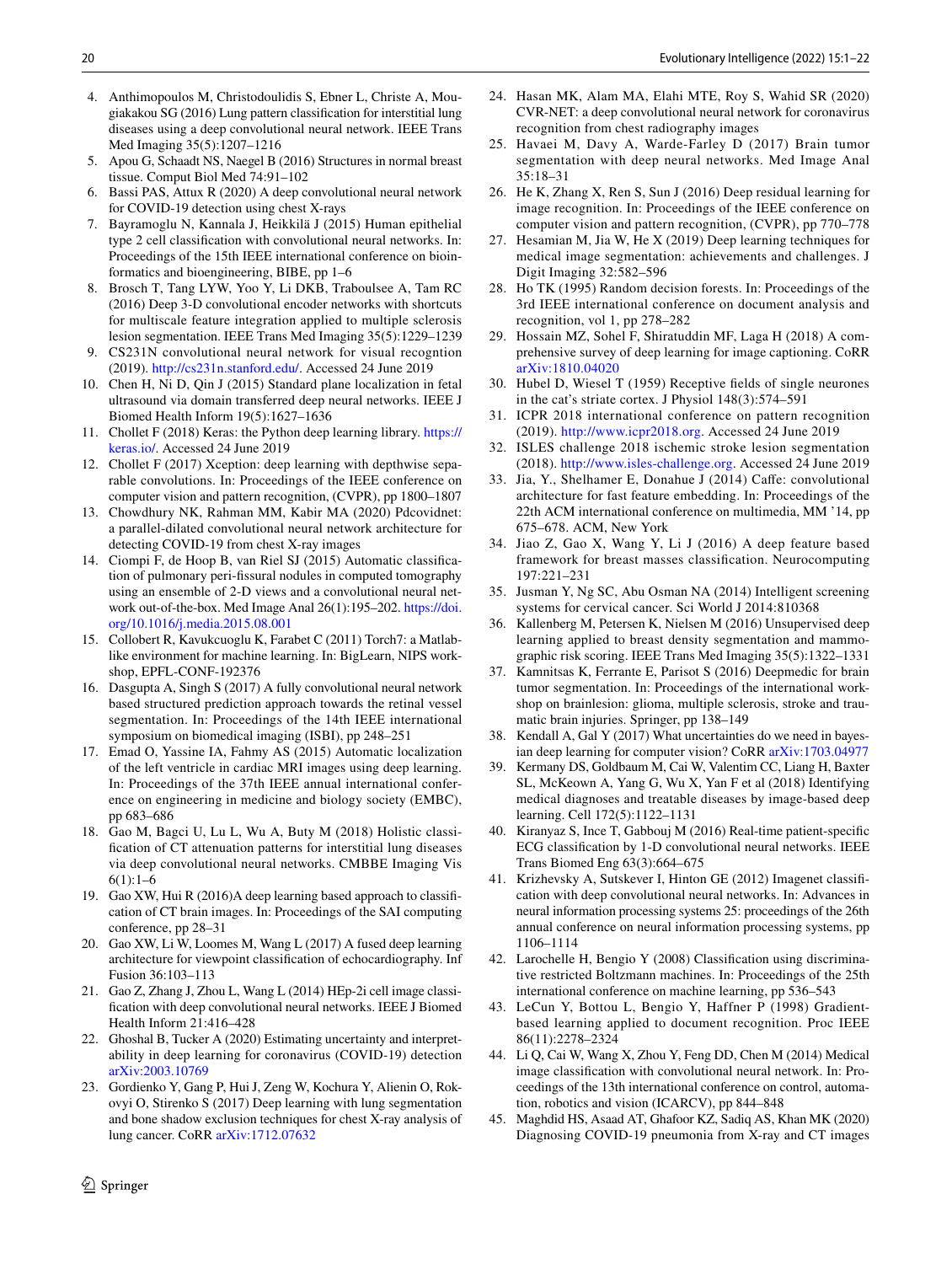4. Anthimopoulos M, Christodoulidis S, Ebner L, Christe A, Mougiakakou SG (2016) Lung pattern classification for interstitial lung diseases using a deep convolutional neural network. IEEE Trans Med Imaging 35(5):1207–1216
5. Apou G, Schaadt NS, Naegel B (2016) Structures in normal breast tissue. Comput Biol Med 74:91–102
6. Bassi PAS, Attux R (2020) A deep convolutional neural network for COVID-19 detection using chest X-rays
7. Bayramoglu N, Kannala J, Heikkilä J (2015) Human epithelial type 2 cell classification with convolutional neural networks. In: Proceedings of the 15th IEEE international conference on bioinformatics and bioengineering, BIBE, pp 1–6
8. Brosch T, Tang LYW, Yoo Y, Li DKB, Traboulsee A, Tam RC (2016) Deep 3-D convolutional encoder networks with shortcuts for multiscale feature integration applied to multiple sclerosis lesion segmentation. IEEE Trans Med Imaging 35(5):1229–1239
9. CS231N convolutional neural network for visual recogntion (2019). http://cs231n.stanford.edu/. Accessed 24 June 2019
10. Chen H, Ni D, Qin J (2015) Standard plane localization in fetal ultrasound via domain transferred deep neural networks. IEEE J Biomed Health Inform 19(5):1627–1636
11. Chollet F (2018) Keras: the Python deep learning library. https://keras.io/. Accessed 24 June 2019
12. Chollet F (2017) Xception: deep learning with depthwise separable convolutions. In: Proceedings of the IEEE conference on computer vision and pattern recognition, (CVPR), pp 1800–1807
13. Chowdhury NK, Rahman MM, Kabir MA (2020) Pdcovidnet: a parallel-dilated convolutional neural network architecture for detecting COVID-19 from chest X-ray images
14. Ciompi F, de Hoop B, van Riel SJ (2015) Automatic classification of pulmonary peri-fissural nodules in computed tomography using an ensemble of 2-D views and a convolutional neural network out-of-the-box. Med Image Anal 26(1):195–202. https://doi.org/10.1016/j.media.2015.08.001
15. Collobert R, Kavukcuoglu K, Farabet C (2011) Torch7: a Matlab-like environment for machine learning. In: BigLearn, NIPS workshop, EPFL-CONF-192376
16. Dasgupta A, Singh S (2017) A fully convolutional neural network based structured prediction approach towards the retinal vessel segmentation. In: Proceedings of the 14th IEEE international symposium on biomedical imaging (ISBI), pp 248–251
17. Emad O, Yassine IA, Fahmy AS (2015) Automatic localization of the left ventricle in cardiac MRI images using deep learning. In: Proceedings of the 37th IEEE annual international conference on engineering in medicine and biology society (EMBC), pp 683–686
18. Gao M, Bagci U, Lu L, Wu A, Buty M (2018) Holistic classification of CT attenuation patterns for interstitial lung diseases via deep convolutional neural networks. CMBBE Imaging Vis 6(1):1–6
19. Gao XW, Hui R (2016)A deep learning based approach to classification of CT brain images. In: Proceedings of the SAI computing conference, pp 28–31
20. Gao XW, Li W, Loomes M, Wang L (2017) A fused deep learning architecture for viewpoint classification of echocardiography. Inf Fusion 36:103–113
21. Gao Z, Zhang J, Zhou L, Wang L (2014) HEp-2i cell image classification with deep convolutional neural networks. IEEE J Biomed Health Inform 21:416–428
22. Ghoshal B, Tucker A (2020) Estimating uncertainty and interpretability in deep learning for coronavirus (COVID-19) detection arXiv:2003.10769
23. Gordienko Y, Gang P, Hui J, Zeng W, Kochura Y, Alienin O, Rokovyi O, Stirenko S (2017) Deep learning with lung segmentation and bone shadow exclusion techniques for chest X-ray analysis of lung cancer. CoRR arXiv:1712.07632
24. Hasan MK, Alam MA, Elahi MTE, Roy S, Wahid SR (2020) CVR-NET: a deep convolutional neural network for coronavirus recognition from chest radiography images
25. Havaei M, Davy A, Warde-Farley D (2017) Brain tumor segmentation with deep neural networks. Med Image Anal 35:18–31
26. He K, Zhang X, Ren S, Sun J (2016) Deep residual learning for image recognition. In: Proceedings of the IEEE conference on computer vision and pattern recognition, (CVPR), pp 770–778
27. Hesamian M, Jia W, He X (2019) Deep learning techniques for medical image segmentation: achievements and challenges. J Digit Imaging 32:582–596
28. Ho TK (1995) Random decision forests. In: Proceedings of the 3rd IEEE international conference on document analysis and recognition, vol 1, pp 278–282
29. Hossain MZ, Sohel F, Shiratuddin MF, Laga H (2018) A comprehensive survey of deep learning for image captioning. CoRR arXiv:1810.04020
30. Hubel D, Wiesel T (1959) Receptive fields of single neurones in the cat's striate cortex. J Physiol 148(3):574–591
31. ICPR 2018 international conference on pattern recognition (2019). http://www.icpr2018.org. Accessed 24 June 2019
32. ISLES challenge 2018 ischemic stroke lesion segmentation (2018). http://www.isles-challenge.org. Accessed 24 June 2019
33. Jia, Y., Shelhamer E, Donahue J (2014) Caffe: convolutional architecture for fast feature embedding. In: Proceedings of the 22th ACM international conference on multimedia, MM '14, pp 675–678. ACM, New York
34. Jiao Z, Gao X, Wang Y, Li J (2016) A deep feature based framework for breast masses classification. Neurocomputing 197:221–231
35. Jusman Y, Ng SC, Abu Osman NA (2014) Intelligent screening systems for cervical cancer. Sci World J 2014:810368
36. Kallenberg M, Petersen K, Nielsen M (2016) Unsupervised deep learning applied to breast density segmentation and mammographic risk scoring. IEEE Trans Med Imaging 35(5):1322–1331
37. Kamnitsas K, Ferrante E, Parisot S (2016) Deepmedic for brain tumor segmentation. In: Proceedings of the international workshop on brainlesion: glioma, multiple sclerosis, stroke and traumatic brain injuries. Springer, pp 138–149
38. Kendall A, Gal Y (2017) What uncertainties do we need in bayesian deep learning for computer vision? CoRR arXiv:1703.04977
39. Kermany DS, Goldbaum M, Cai W, Valentim CC, Liang H, Baxter SL, McKeown A, Yang G, Wu X, Yan F et al (2018) Identifying medical diagnoses and treatable diseases by image-based deep learning. Cell 172(5):1122–1131
40. Kiranyaz S, Ince T, Gabbouj M (2016) Real-time patient-specific ECG classification by 1-D convolutional neural networks. IEEE Trans Biomed Eng 63(3):664–675
41. Krizhevsky A, Sutskever I, Hinton GE (2012) Imagenet classification with deep convolutional neural networks. In: Advances in neural information processing systems 25: proceedings of the 26th annual conference on neural information processing systems, pp 1106–1114
42. Larochelle H, Bengio Y (2008) Classification using discriminative restricted Boltzmann machines. In: Proceedings of the 25th international conference on machine learning, pp 536–543
43. LeCun Y, Bottou L, Bengio Y, Haffner P (1998) Gradient-based learning applied to document recognition. Proc IEEE 86(11):2278–2324
44. Li Q, Cai W, Wang X, Zhou Y, Feng DD, Chen M (2014) Medical image classification with convolutional neural network. In: Proceedings of the 13th international conference on control, automation, robotics and vision (ICARCV), pp 844–848
45. Maghdid HS, Asaad AT, Ghafoor KZ, Sadiq AS, Khan MK (2020) Diagnosing COVID-19 pneumonia from X-ray and CT images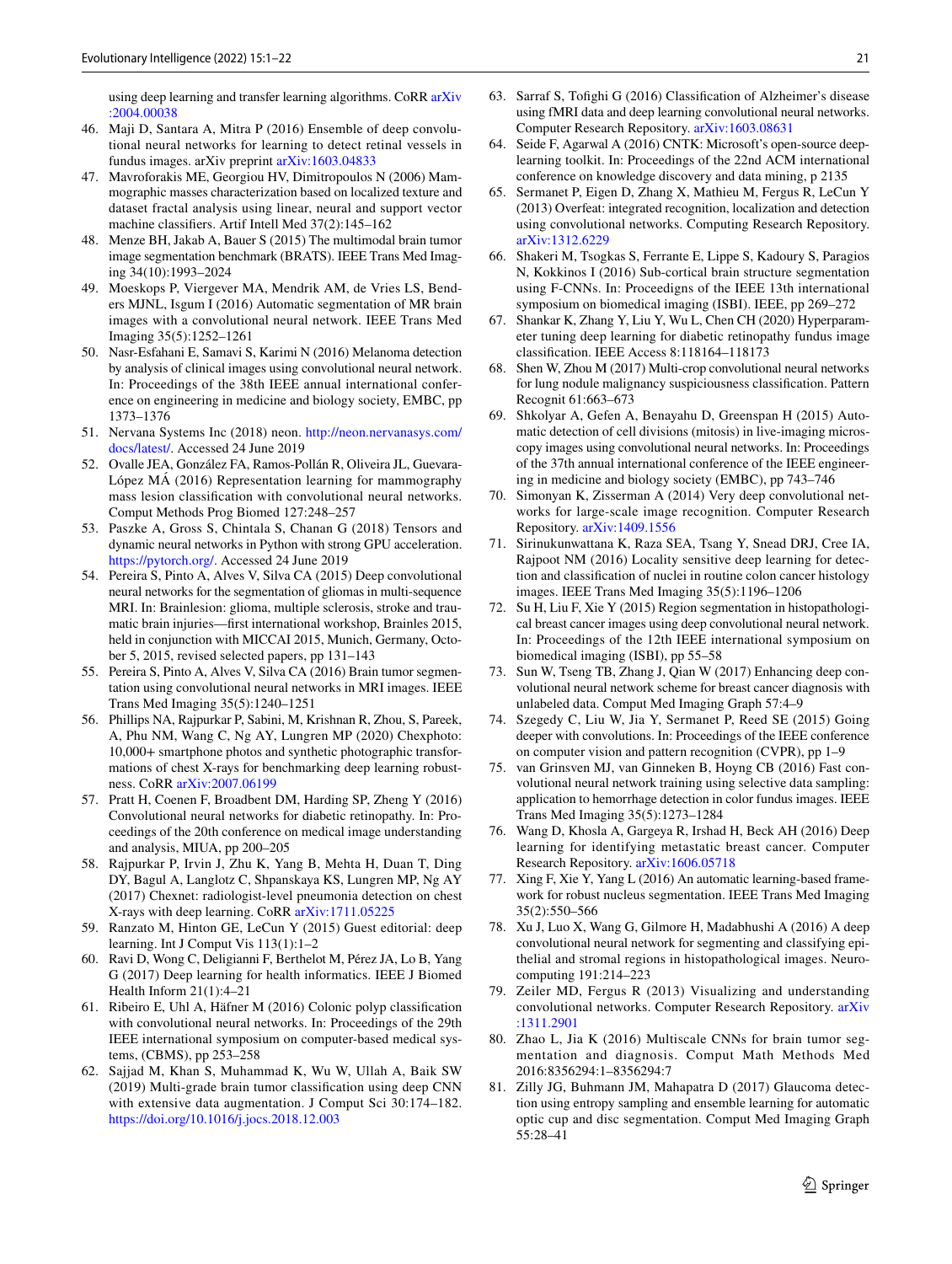using deep learning and transfer learning algorithms. CoRR arXiv:2004.00038

46. Maji D, Santara A, Mitra P (2016) Ensemble of deep convolutional neural networks for learning to detect retinal vessels in fundus images. arXiv preprint arXiv:1603.04833
47. Mavroforakis ME, Georgiou HV, Dimitropoulos N (2006) Mammographic masses characterization based on localized texture and dataset fractal analysis using linear, neural and support vector machine classifiers. Artif Intell Med 37(2):145–162
48. Menze BH, Jakab A, Bauer S (2015) The multimodal brain tumor image segmentation benchmark (BRATS). IEEE Trans Med Imaging 34(10):1993–2024
49. Moeskops P, Viergever MA, Mendrik AM, de Vries LS, Benders MJNL, Isgum I (2016) Automatic segmentation of MR brain images with a convolutional neural network. IEEE Trans Med Imaging 35(5):1252–1261
50. Nasr-Esfahani E, Samavi S, Karimi N (2016) Melanoma detection by analysis of clinical images using convolutional neural network. In: Proceedings of the 38th IEEE annual international conference on engineering in medicine and biology society, EMBC, pp 1373–1376
51. Nervana Systems Inc (2018) neon. http://neon.nervanasys.com/docs/latest/. Accessed 24 June 2019
52. Ovalle JEA, González FA, Ramos-Pollán R, Oliveira JL, Guevara-López MÁ (2016) Representation learning for mammography mass lesion classification with convolutional neural networks. Comput Methods Prog Biomed 127:248–257
53. Paszke A, Gross S, Chintala S, Chanan G (2018) Tensors and dynamic neural networks in Python with strong GPU acceleration. https://pytorch.org/. Accessed 24 June 2019
54. Pereira S, Pinto A, Alves V, Silva CA (2015) Deep convolutional neural networks for the segmentation of gliomas in multi-sequence MRI. In: Brainlesion: glioma, multiple sclerosis, stroke and traumatic brain injuries—first international workshop, Brainles 2015, held in conjunction with MICCAI 2015, Munich, Germany, October 5, 2015, revised selected papers, pp 131–143
55. Pereira S, Pinto A, Alves V, Silva CA (2016) Brain tumor segmentation using convolutional neural networks in MRI images. IEEE Trans Med Imaging 35(5):1240–1251
56. Phillips NA, Rajpurkar P, Sabini, M, Krishnan R, Zhou, S, Pareek, A, Phu NM, Wang C, Ng AY, Lungren MP (2020) Chexphoto: 10,000+ smartphone photos and synthetic photographic transformations of chest X-rays for benchmarking deep learning robustness. CoRR arXiv:2007.06199
57. Pratt H, Coenen F, Broadbent DM, Harding SP, Zheng Y (2016) Convolutional neural networks for diabetic retinopathy. In: Proceedings of the 20th conference on medical image understanding and analysis, MIUA, pp 200–205
58. Rajpurkar P, Irvin J, Zhu K, Yang B, Mehta H, Duan T, Ding DY, Bagul A, Langlotz C, Shpanskaya KS, Lungren MP, Ng AY (2017) Chexnet: radiologist-level pneumonia detection on chest X-rays with deep learning. CoRR arXiv:1711.05225
59. Ranzato M, Hinton GE, LeCun Y (2015) Guest editorial: deep learning. Int J Comput Vis 113(1):1–2
60. Ravi D, Wong C, Deligianni F, Berthelot M, Pérez JA, Lo B, Yang G (2017) Deep learning for health informatics. IEEE J Biomed Health Inform 21(1):4–21
61. Ribeiro E, Uhl A, Häfner M (2016) Colonic polyp classification with convolutional neural networks. In: Proceedings of the 29th IEEE international symposium on computer-based medical systems, (CBMS), pp 253–258
62. Sajjad M, Khan S, Muhammad K, Wu W, Ullah A, Baik SW (2019) Multi-grade brain tumor classification using deep CNN with extensive data augmentation. J Comput Sci 30:174–182. https://doi.org/10.1016/j.jocs.2018.12.003
63. Sarraf S, Tofighi G (2016) Classification of Alzheimer's disease using fMRI data and deep learning convolutional neural networks. Computer Research Repository. arXiv:1603.08631
64. Seide F, Agarwal A (2016) CNTK: Microsoft's open-source deep-learning toolkit. In: Proceedings of the 22nd ACM international conference on knowledge discovery and data mining, p 2135
65. Sermanet P, Eigen D, Zhang X, Mathieu M, Fergus R, LeCun Y (2013) Overfeat: integrated recognition, localization and detection using convolutional networks. Computing Research Repository. arXiv:1312.6229
66. Shakeri M, Tsogkas S, Ferrante E, Lippe S, Kadoury S, Paragios N, Kokkinos I (2016) Sub-cortical brain structure segmentation using F-CNNs. In: Proceedigns of the IEEE 13th international symposium on biomedical imaging (ISBI). IEEE, pp 269–272
67. Shankar K, Zhang Y, Liu Y, Wu L, Chen CH (2020) Hyperparameter tuning deep learning for diabetic retinopathy fundus image classification. IEEE Access 8:118164–118173
68. Shen W, Zhou M (2017) Multi-crop convolutional neural networks for lung nodule malignancy suspiciousness classification. Pattern Recognit 61:663–673
69. Shkolyar A, Gefen A, Benayahu D, Greenspan H (2015) Automatic detection of cell divisions (mitosis) in live-imaging microscopy images using convolutional neural networks. In: Proceedings of the 37th annual international conference of the IEEE engineering in medicine and biology society (EMBC), pp 743–746
70. Simonyan K, Zisserman A (2014) Very deep convolutional networks for large-scale image recognition. Computer Research Repository. arXiv:1409.1556
71. Sirinukunwattana K, Raza SEA, Tsang Y, Snead DRJ, Cree IA, Rajpoot NM (2016) Locality sensitive deep learning for detection and classification of nuclei in routine colon cancer histology images. IEEE Trans Med Imaging 35(5):1196–1206
72. Su H, Liu F, Xie Y (2015) Region segmentation in histopathological breast cancer images using deep convolutional neural network. In: Proceedings of the 12th IEEE international symposium on biomedical imaging (ISBI), pp 55–58
73. Sun W, Tseng TB, Zhang J, Qian W (2017) Enhancing deep convolutional neural network scheme for breast cancer diagnosis with unlabeled data. Comput Med Imaging Graph 57:4–9
74. Szegedy C, Liu W, Jia Y, Sermanet P, Reed SE (2015) Going deeper with convolutions. In: Proceedings of the IEEE conference on computer vision and pattern recognition (CVPR), pp 1–9
75. van Grinsven MJ, van Ginneken B, Hoyng CB (2016) Fast convolutional neural network training using selective data sampling: application to hemorrhage detection in color fundus images. IEEE Trans Med Imaging 35(5):1273–1284
76. Wang D, Khosla A, Gargeya R, Irshad H, Beck AH (2016) Deep learning for identifying metastatic breast cancer. Computer Research Repository. arXiv:1606.05718
77. Xing F, Xie Y, Yang L (2016) An automatic learning-based framework for robust nucleus segmentation. IEEE Trans Med Imaging 35(2):550–566
78. Xu J, Luo X, Wang G, Gilmore H, Madabhushi A (2016) A deep convolutional neural network for segmenting and classifying epithelial and stromal regions in histopathological images. Neurocomputing 191:214–223
79. Zeiler MD, Fergus R (2013) Visualizing and understanding convolutional networks. Computer Research Repository. arXiv:1311.2901
80. Zhao L, Jia K (2016) Multiscale CNNs for brain tumor segmentation and diagnosis. Comput Math Methods Med 2016:8356294:1–8356294:7
81. Zilly JG, Buhmann JM, Mahapatra D (2017) Glaucoma detection using entropy sampling and ensemble learning for automatic optic cup and disc segmentation. Comput Med Imaging Graph 55:28–41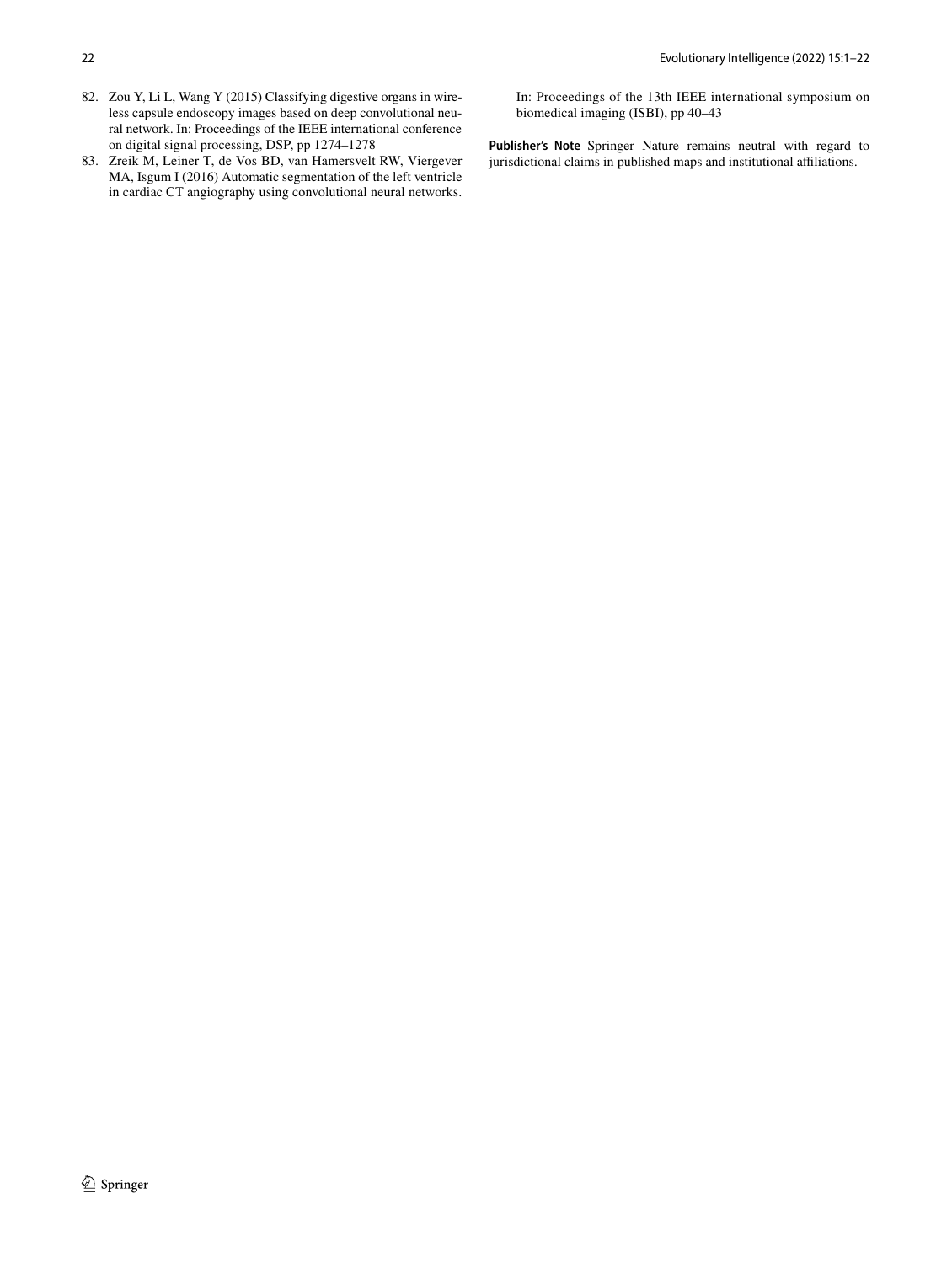82. Zou Y, Li L, Wang Y (2015) Classifying digestive organs in wireless capsule endoscopy images based on deep convolutional neural network. In: Proceedings of the IEEE international conference on digital signal processing, DSP, pp 1274–1278
83. Zreik M, Leiner T, de Vos BD, van Hamersvelt RW, Viergever MA, Isgum I (2016) Automatic segmentation of the left ventricle in cardiac CT angiography using convolutional neural networks. In: Proceedings of the 13th IEEE international symposium on biomedical imaging (ISBI), pp 40–43

**Publisher's Note** Springer Nature remains neutral with regard to jurisdictional claims in published maps and institutional affiliations.